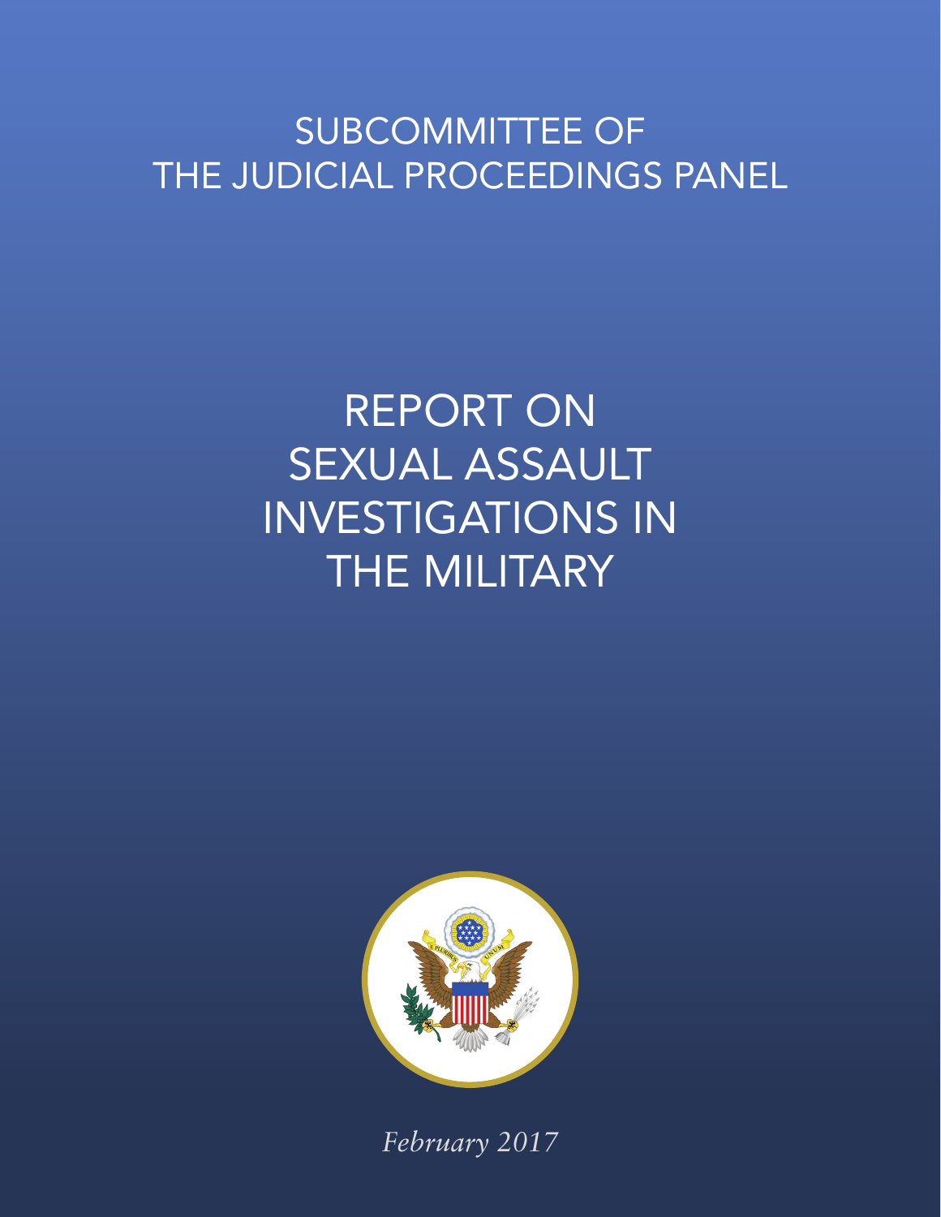# SUBCOMMITTEE OF THE JUDICIAL PROCEEDINGS PANEL

# REPORT ON SEXUAL ASSAULT INVESTIGATIONS IN THE MILITARY

*February 2017*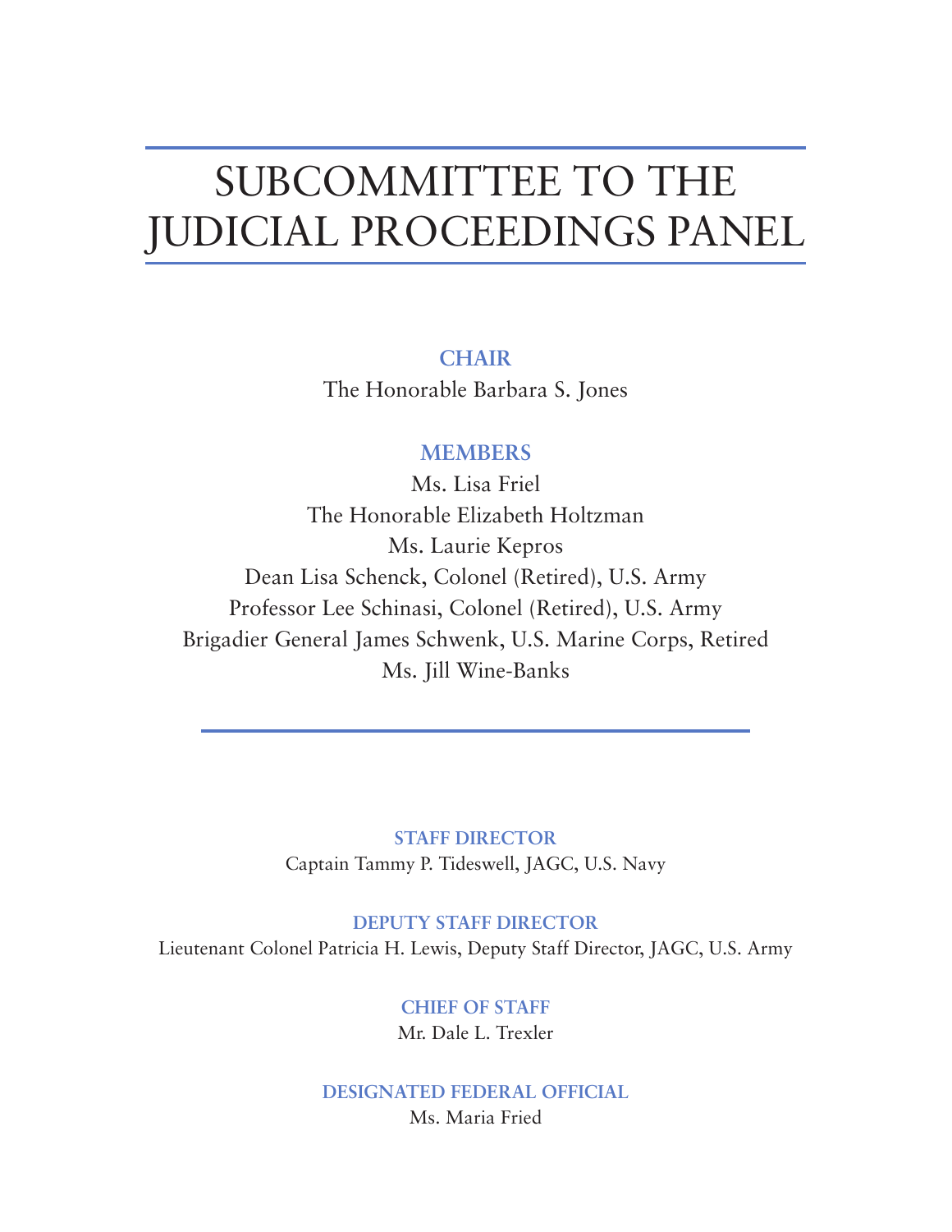# SUBCOMMITTEE TO THE JUDICIAL PROCEEDINGS PANEL

**CHAIR**

The Honorable Barbara S. Jones

**MEMBERS**

Ms. Lisa Friel

The Honorable Elizabeth Holtzman

Ms. Laurie Kepros

Dean Lisa Schenck, Colonel (Retired), U.S. Army

Professor Lee Schinasi, Colonel (Retired), U.S. Army

Brigadier General James Schwenk, U.S. Marine Corps, Retired

Ms. Jill Wine-Banks

---

**STAFF DIRECTOR**

Captain Tammy P. Tideswell, JAGC, U.S. Navy

**DEPUTY STAFF DIRECTOR**

Lieutenant Colonel Patricia H. Lewis, Deputy Staff Director, JAGC, U.S. Army

**CHIEF OF STAFF**

Mr. Dale L. Trexler

**DESIGNATED FEDERAL OFFICIAL**

Ms. Maria Fried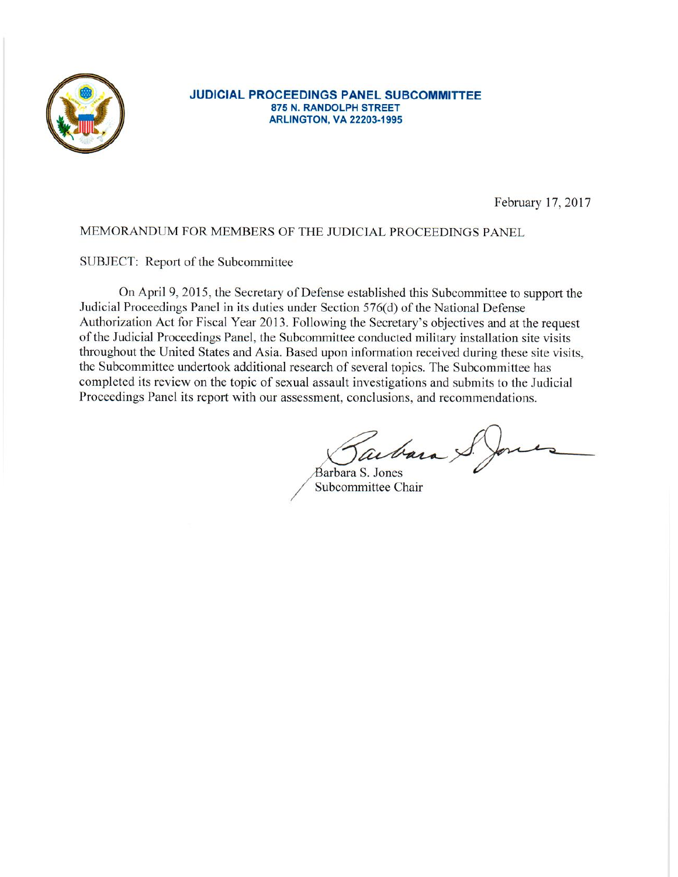**JUDICIAL PROCEEDINGS PANEL SUBCOMMITTEE**
**875 N. RANDOLPH STREET**
**ARLINGTON, VA 22203-1995**

February 17, 2017

MEMORANDUM FOR MEMBERS OF THE JUDICIAL PROCEEDINGS PANEL

SUBJECT: Report of the Subcommittee

On April 9, 2015, the Secretary of Defense established this Subcommittee to support the Judicial Proceedings Panel in its duties under Section 576(d) of the National Defense Authorization Act for Fiscal Year 2013. Following the Secretary's objectives and at the request of the Judicial Proceedings Panel, the Subcommittee conducted military installation site visits throughout the United States and Asia. Based upon information received during these site visits, the Subcommittee undertook additional research of several topics. The Subcommittee has completed its review on the topic of sexual assault investigations and submits to the Judicial Proceedings Panel its report with our assessment, conclusions, and recommendations.

Barbara S. Jones
Subcommittee Chair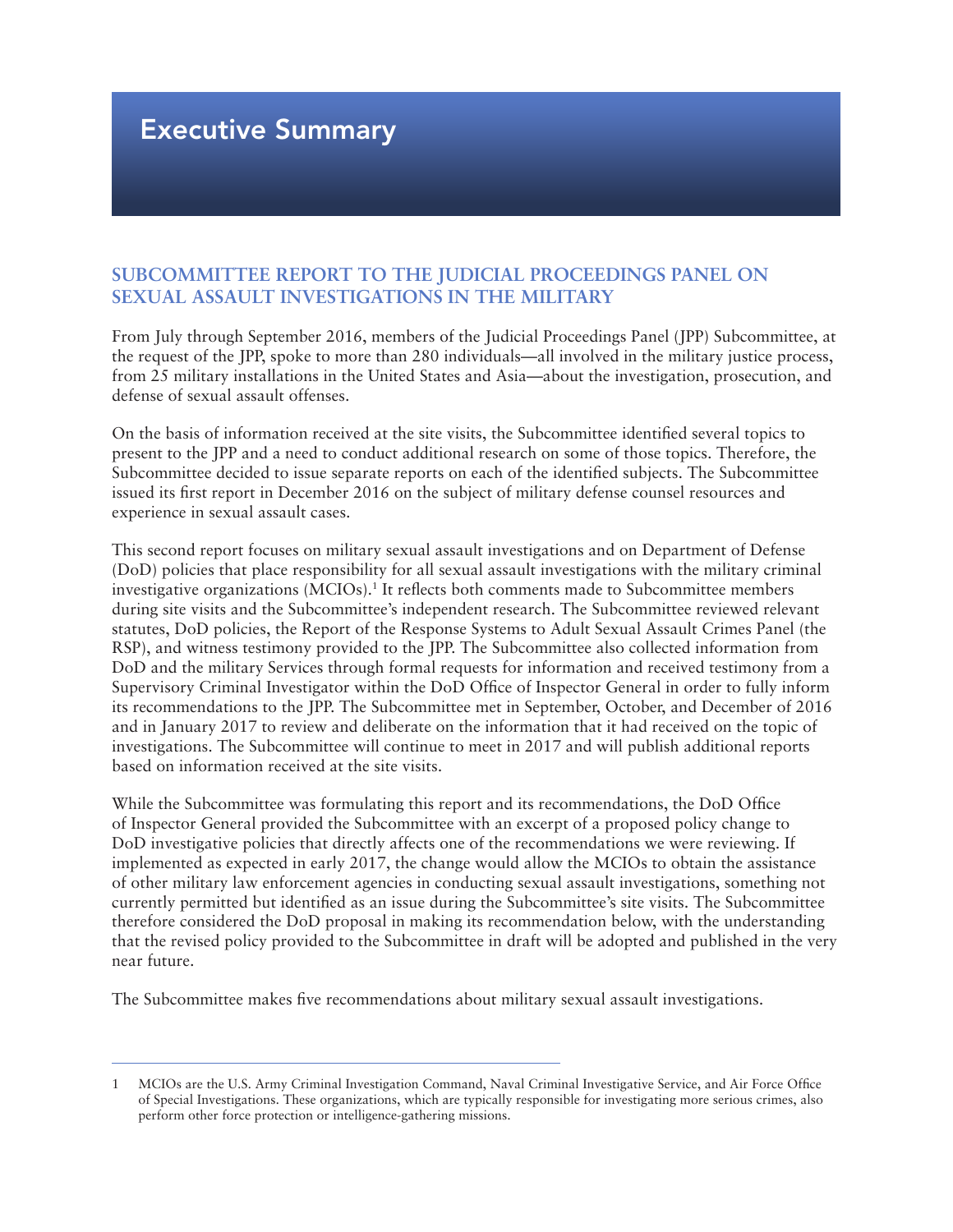# Executive Summary

## SUBCOMMITTEE REPORT TO THE JUDICIAL PROCEEDINGS PANEL ON SEXUAL ASSAULT INVESTIGATIONS IN THE MILITARY

From July through September 2016, members of the Judicial Proceedings Panel (JPP) Subcommittee, at the request of the JPP, spoke to more than 280 individuals—all involved in the military justice process, from 25 military installations in the United States and Asia—about the investigation, prosecution, and defense of sexual assault offenses.

On the basis of information received at the site visits, the Subcommittee identified several topics to present to the JPP and a need to conduct additional research on some of those topics. Therefore, the Subcommittee decided to issue separate reports on each of the identified subjects. The Subcommittee issued its first report in December 2016 on the subject of military defense counsel resources and experience in sexual assault cases.

This second report focuses on military sexual assault investigations and on Department of Defense (DoD) policies that place responsibility for all sexual assault investigations with the military criminal investigative organizations (MCIOs).[1] It reflects both comments made to Subcommittee members during site visits and the Subcommittee's independent research. The Subcommittee reviewed relevant statutes, DoD policies, the Report of the Response Systems to Adult Sexual Assault Crimes Panel (the RSP), and witness testimony provided to the JPP. The Subcommittee also collected information from DoD and the military Services through formal requests for information and received testimony from a Supervisory Criminal Investigator within the DoD Office of Inspector General in order to fully inform its recommendations to the JPP. The Subcommittee met in September, October, and December of 2016 and in January 2017 to review and deliberate on the information that it had received on the topic of investigations. The Subcommittee will continue to meet in 2017 and will publish additional reports based on information received at the site visits.

While the Subcommittee was formulating this report and its recommendations, the DoD Office of Inspector General provided the Subcommittee with an excerpt of a proposed policy change to DoD investigative policies that directly affects one of the recommendations we were reviewing. If implemented as expected in early 2017, the change would allow the MCIOs to obtain the assistance of other military law enforcement agencies in conducting sexual assault investigations, something not currently permitted but identified as an issue during the Subcommittee's site visits. The Subcommittee therefore considered the DoD proposal in making its recommendation below, with the understanding that the revised policy provided to the Subcommittee in draft will be adopted and published in the very near future.

The Subcommittee makes five recommendations about military sexual assault investigations.

---

1 MCIOs are the U.S. Army Criminal Investigation Command, Naval Criminal Investigative Service, and Air Force Office of Special Investigations. These organizations, which are typically responsible for investigating more serious crimes, also perform other force protection or intelligence-gathering missions.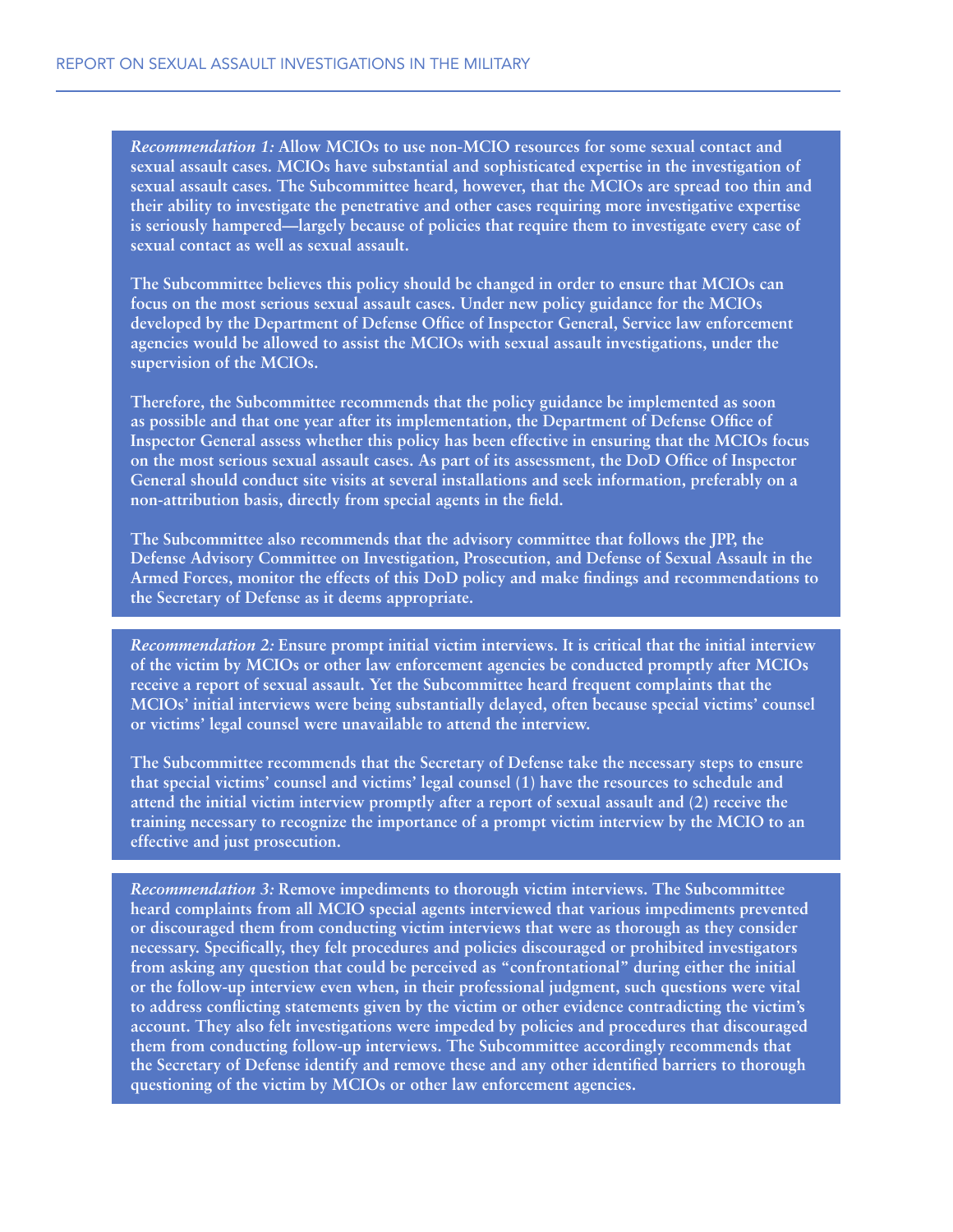*Recommendation 1:* **Allow MCIOs to use non-MCIO resources for some sexual contact and sexual assault cases. MCIOs have substantial and sophisticated expertise in the investigation of sexual assault cases. The Subcommittee heard, however, that the MCIOs are spread too thin and their ability to investigate the penetrative and other cases requiring more investigative expertise is seriously hampered—largely because of policies that require them to investigate every case of sexual contact as well as sexual assault.**

**The Subcommittee believes this policy should be changed in order to ensure that MCIOs can focus on the most serious sexual assault cases. Under new policy guidance for the MCIOs developed by the Department of Defense Office of Inspector General, Service law enforcement agencies would be allowed to assist the MCIOs with sexual assault investigations, under the supervision of the MCIOs.**

**Therefore, the Subcommittee recommends that the policy guidance be implemented as soon as possible and that one year after its implementation, the Department of Defense Office of Inspector General assess whether this policy has been effective in ensuring that the MCIOs focus on the most serious sexual assault cases. As part of its assessment, the DoD Office of Inspector General should conduct site visits at several installations and seek information, preferably on a non-attribution basis, directly from special agents in the field.**

**The Subcommittee also recommends that the advisory committee that follows the JPP, the Defense Advisory Committee on Investigation, Prosecution, and Defense of Sexual Assault in the Armed Forces, monitor the effects of this DoD policy and make findings and recommendations to the Secretary of Defense as it deems appropriate.**

*Recommendation 2:* **Ensure prompt initial victim interviews. It is critical that the initial interview of the victim by MCIOs or other law enforcement agencies be conducted promptly after MCIOs receive a report of sexual assault. Yet the Subcommittee heard frequent complaints that the MCIOs' initial interviews were being substantially delayed, often because special victims' counsel or victims' legal counsel were unavailable to attend the interview.**

**The Subcommittee recommends that the Secretary of Defense take the necessary steps to ensure that special victims' counsel and victims' legal counsel (1) have the resources to schedule and attend the initial victim interview promptly after a report of sexual assault and (2) receive the training necessary to recognize the importance of a prompt victim interview by the MCIO to an effective and just prosecution.**

*Recommendation 3:* **Remove impediments to thorough victim interviews. The Subcommittee heard complaints from all MCIO special agents interviewed that various impediments prevented or discouraged them from conducting victim interviews that were as thorough as they consider necessary. Specifically, they felt procedures and policies discouraged or prohibited investigators from asking any question that could be perceived as "confrontational" during either the initial or the follow-up interview even when, in their professional judgment, such questions were vital to address conflicting statements given by the victim or other evidence contradicting the victim's account. They also felt investigations were impeded by policies and procedures that discouraged them from conducting follow-up interviews. The Subcommittee accordingly recommends that the Secretary of Defense identify and remove these and any other identified barriers to thorough questioning of the victim by MCIOs or other law enforcement agencies.**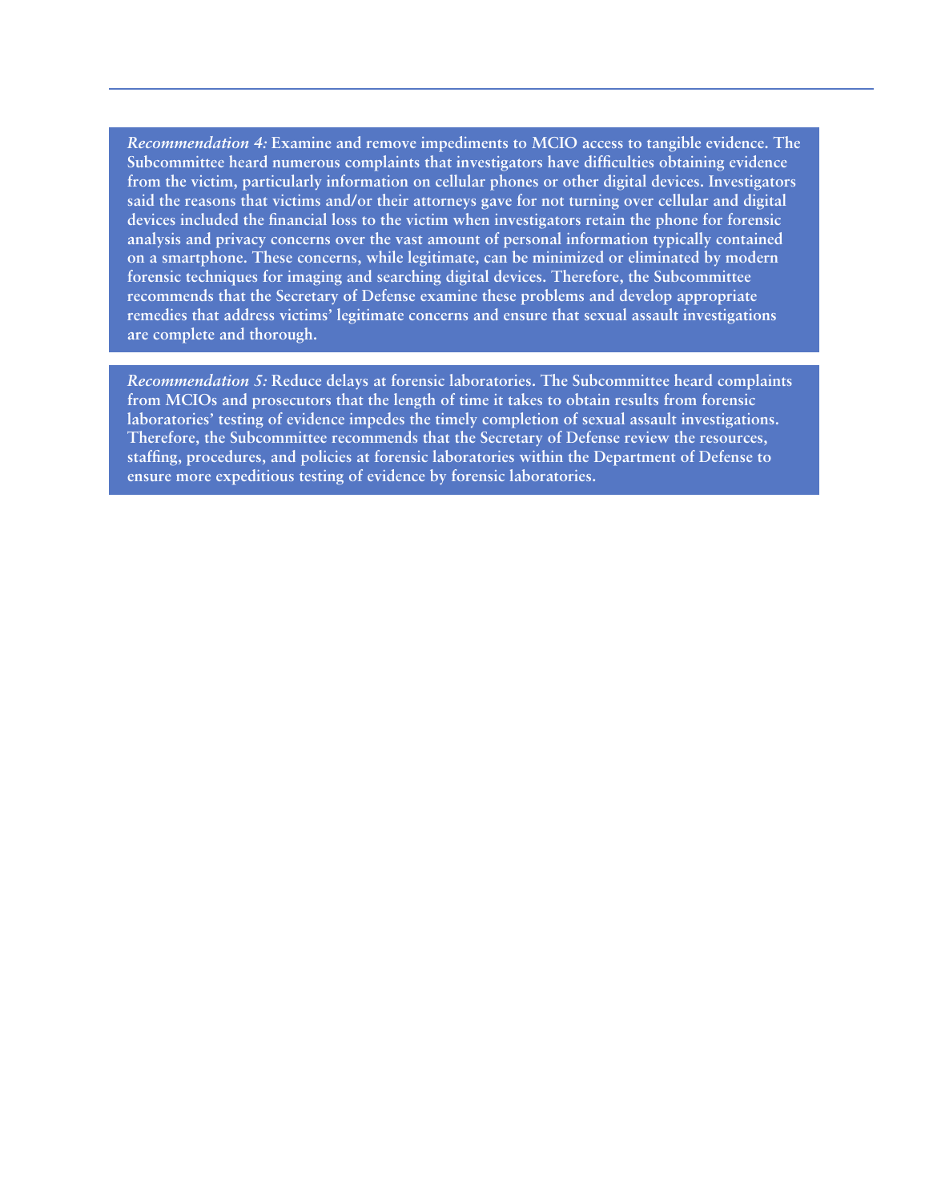*Recommendation 4:* **Examine and remove impediments to MCIO access to tangible evidence. The Subcommittee heard numerous complaints that investigators have difficulties obtaining evidence from the victim, particularly information on cellular phones or other digital devices. Investigators said the reasons that victims and/or their attorneys gave for not turning over cellular and digital devices included the financial loss to the victim when investigators retain the phone for forensic analysis and privacy concerns over the vast amount of personal information typically contained on a smartphone. These concerns, while legitimate, can be minimized or eliminated by modern forensic techniques for imaging and searching digital devices. Therefore, the Subcommittee recommends that the Secretary of Defense examine these problems and develop appropriate remedies that address victims' legitimate concerns and ensure that sexual assault investigations are complete and thorough.**

*Recommendation 5:* **Reduce delays at forensic laboratories. The Subcommittee heard complaints from MCIOs and prosecutors that the length of time it takes to obtain results from forensic laboratories' testing of evidence impedes the timely completion of sexual assault investigations. Therefore, the Subcommittee recommends that the Secretary of Defense review the resources, staffing, procedures, and policies at forensic laboratories within the Department of Defense to ensure more expeditious testing of evidence by forensic laboratories.**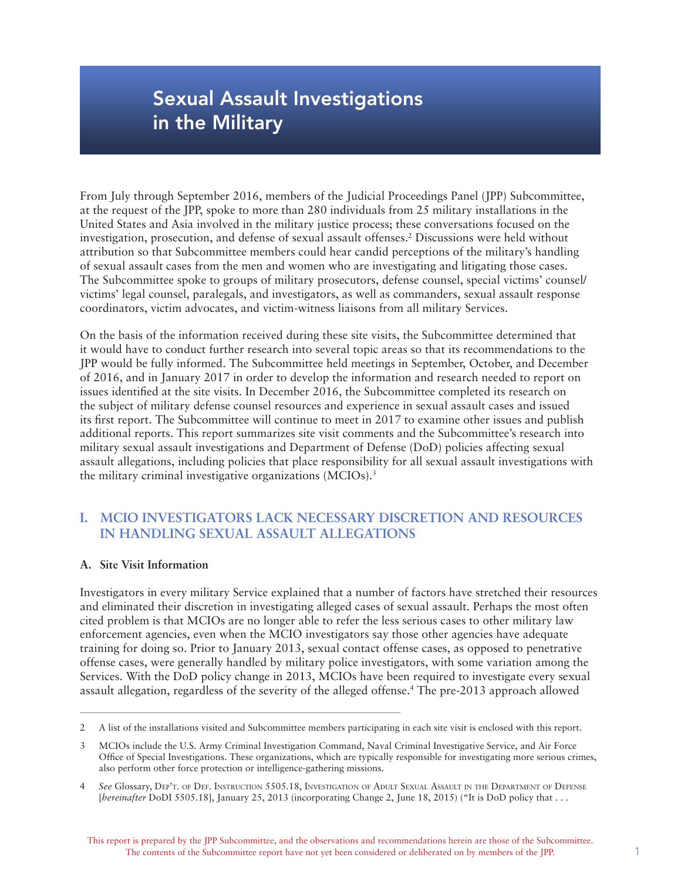# Sexual Assault Investigations in the Military

From July through September 2016, members of the Judicial Proceedings Panel (JPP) Subcommittee, at the request of the JPP, spoke to more than 280 individuals from 25 military installations in the United States and Asia involved in the military justice process; these conversations focused on the investigation, prosecution, and defense of sexual assault offenses.[2] Discussions were held without attribution so that Subcommittee members could hear candid perceptions of the military's handling of sexual assault cases from the men and women who are investigating and litigating those cases. The Subcommittee spoke to groups of military prosecutors, defense counsel, special victims' counsel/victims' legal counsel, paralegals, and investigators, as well as commanders, sexual assault response coordinators, victim advocates, and victim-witness liaisons from all military Services.

On the basis of the information received during these site visits, the Subcommittee determined that it would have to conduct further research into several topic areas so that its recommendations to the JPP would be fully informed. The Subcommittee held meetings in September, October, and December of 2016, and in January 2017 in order to develop the information and research needed to report on issues identified at the site visits. In December 2016, the Subcommittee completed its research on the subject of military defense counsel resources and experience in sexual assault cases and issued its first report. The Subcommittee will continue to meet in 2017 to examine other issues and publish additional reports. This report summarizes site visit comments and the Subcommittee's research into military sexual assault investigations and Department of Defense (DoD) policies affecting sexual assault allegations, including policies that place responsibility for all sexual assault investigations with the military criminal investigative organizations (MCIOs).[3]

## I. MCIO INVESTIGATORS LACK NECESSARY DISCRETION AND RESOURCES IN HANDLING SEXUAL ASSAULT ALLEGATIONS

### A. Site Visit Information

Investigators in every military Service explained that a number of factors have stretched their resources and eliminated their discretion in investigating alleged cases of sexual assault. Perhaps the most often cited problem is that MCIOs are no longer able to refer the less serious cases to other military law enforcement agencies, even when the MCIO investigators say those other agencies have adequate training for doing so. Prior to January 2013, sexual contact offense cases, as opposed to penetrative offense cases, were generally handled by military police investigators, with some variation among the Services. With the DoD policy change in 2013, MCIOs have been required to investigate every sexual assault allegation, regardless of the severity of the alleged offense.[4] The pre-2013 approach allowed

---

2 A list of the installations visited and Subcommittee members participating in each site visit is enclosed with this report.

3 MCIOs include the U.S. Army Criminal Investigation Command, Naval Criminal Investigative Service, and Air Force Office of Special Investigations. These organizations, which are typically responsible for investigating more serious crimes, also perform other force protection or intelligence-gathering missions.

4 *See* Glossary, Dep't. of Def. Instruction 5505.18, Investigation of Adult Sexual Assault in the Department of Defense [*hereinafter* DoDI 5505.18], January 25, 2013 (incorporating Change 2, June 18, 2015) ("It is DoD policy that . . .

This report is prepared by the JPP Subcommittee, and the observations and recommendations herein are those of the Subcommittee. The contents of the Subcommittee report have not yet been considered or deliberated on by members of the JPP.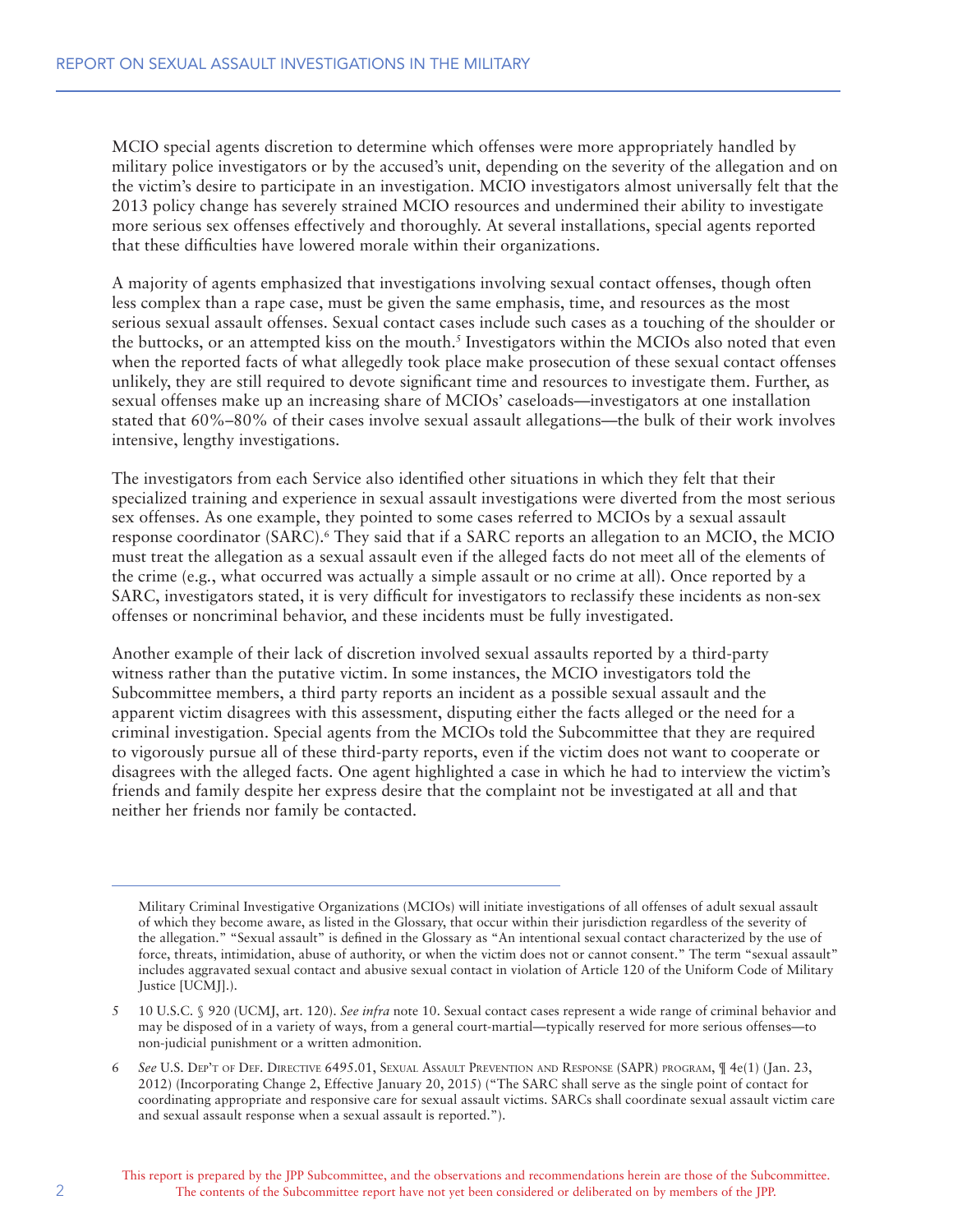MCIO special agents discretion to determine which offenses were more appropriately handled by military police investigators or by the accused's unit, depending on the severity of the allegation and on the victim's desire to participate in an investigation. MCIO investigators almost universally felt that the 2013 policy change has severely strained MCIO resources and undermined their ability to investigate more serious sex offenses effectively and thoroughly. At several installations, special agents reported that these difficulties have lowered morale within their organizations.

A majority of agents emphasized that investigations involving sexual contact offenses, though often less complex than a rape case, must be given the same emphasis, time, and resources as the most serious sexual assault offenses. Sexual contact cases include such cases as a touching of the shoulder or the buttocks, or an attempted kiss on the mouth.[5] Investigators within the MCIOs also noted that even when the reported facts of what allegedly took place make prosecution of these sexual contact offenses unlikely, they are still required to devote significant time and resources to investigate them. Further, as sexual offenses make up an increasing share of MCIOs' caseloads—investigators at one installation stated that 60%–80% of their cases involve sexual assault allegations—the bulk of their work involves intensive, lengthy investigations.

The investigators from each Service also identified other situations in which they felt that their specialized training and experience in sexual assault investigations were diverted from the most serious sex offenses. As one example, they pointed to some cases referred to MCIOs by a sexual assault response coordinator (SARC).[6] They said that if a SARC reports an allegation to an MCIO, the MCIO must treat the allegation as a sexual assault even if the alleged facts do not meet all of the elements of the crime (e.g., what occurred was actually a simple assault or no crime at all). Once reported by a SARC, investigators stated, it is very difficult for investigators to reclassify these incidents as non-sex offenses or noncriminal behavior, and these incidents must be fully investigated.

Another example of their lack of discretion involved sexual assaults reported by a third-party witness rather than the putative victim. In some instances, the MCIO investigators told the Subcommittee members, a third party reports an incident as a possible sexual assault and the apparent victim disagrees with this assessment, disputing either the facts alleged or the need for a criminal investigation. Special agents from the MCIOs told the Subcommittee that they are required to vigorously pursue all of these third-party reports, even if the victim does not want to cooperate or disagrees with the alleged facts. One agent highlighted a case in which he had to interview the victim's friends and family despite her express desire that the complaint not be investigated at all and that neither her friends nor family be contacted.

---

Military Criminal Investigative Organizations (MCIOs) will initiate investigations of all offenses of adult sexual assault of which they become aware, as listed in the Glossary, that occur within their jurisdiction regardless of the severity of the allegation." "Sexual assault" is defined in the Glossary as "An intentional sexual contact characterized by the use of force, threats, intimidation, abuse of authority, or when the victim does not or cannot consent." The term "sexual assault" includes aggravated sexual contact and abusive sexual contact in violation of Article 120 of the Uniform Code of Military Justice [UCMJ].).

5 10 U.S.C. § 920 (UCMJ, art. 120). *See infra* note 10. Sexual contact cases represent a wide range of criminal behavior and may be disposed of in a variety of ways, from a general court-martial—typically reserved for more serious offenses—to non-judicial punishment or a written admonition.

6 *See* U.S. Dep't of Def. Directive 6495.01, Sexual Assault Prevention and Response (SAPR) program, ¶ 4e(1) (Jan. 23, 2012) (Incorporating Change 2, Effective January 20, 2015) ("The SARC shall serve as the single point of contact for coordinating appropriate and responsive care for sexual assault victims. SARCs shall coordinate sexual assault victim care and sexual assault response when a sexual assault is reported.").

This report is prepared by the JPP Subcommittee, and the observations and recommendations herein are those of the Subcommittee. The contents of the Subcommittee report have not yet been considered or deliberated on by members of the JPP.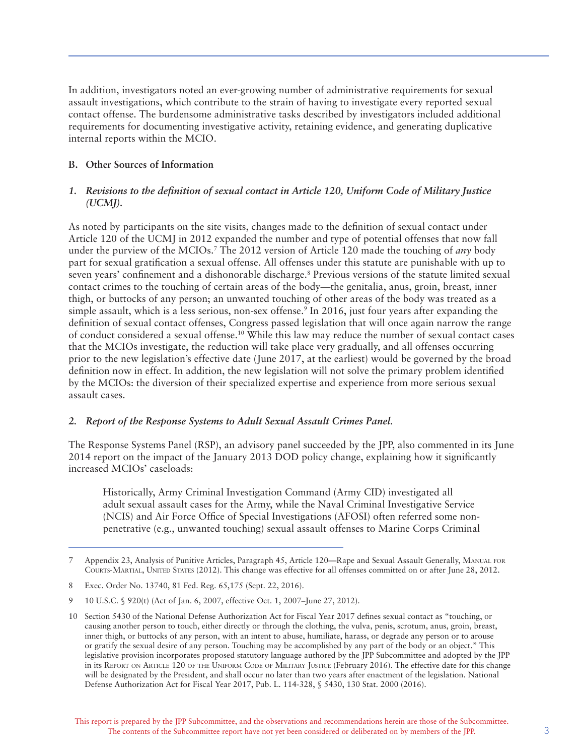In addition, investigators noted an ever-growing number of administrative requirements for sexual assault investigations, which contribute to the strain of having to investigate every reported sexual contact offense. The burdensome administrative tasks described by investigators included additional requirements for documenting investigative activity, retaining evidence, and generating duplicative internal reports within the MCIO.

### B. Other Sources of Information

#### *1. Revisions to the definition of sexual contact in Article 120, Uniform Code of Military Justice (UCMJ).*

As noted by participants on the site visits, changes made to the definition of sexual contact under Article 120 of the UCMJ in 2012 expanded the number and type of potential offenses that now fall under the purview of the MCIOs.[7] The 2012 version of Article 120 made the touching of *any* body part for sexual gratification a sexual offense. All offenses under this statute are punishable with up to seven years' confinement and a dishonorable discharge.[8] Previous versions of the statute limited sexual contact crimes to the touching of certain areas of the body—the genitalia, anus, groin, breast, inner thigh, or buttocks of any person; an unwanted touching of other areas of the body was treated as a simple assault, which is a less serious, non-sex offense.[9] In 2016, just four years after expanding the definition of sexual contact offenses, Congress passed legislation that will once again narrow the range of conduct considered a sexual offense.[10] While this law may reduce the number of sexual contact cases that the MCIOs investigate, the reduction will take place very gradually, and all offenses occurring prior to the new legislation's effective date (June 2017, at the earliest) would be governed by the broad definition now in effect. In addition, the new legislation will not solve the primary problem identified by the MCIOs: the diversion of their specialized expertise and experience from more serious sexual assault cases.

#### *2. Report of the Response Systems to Adult Sexual Assault Crimes Panel.*

The Response Systems Panel (RSP), an advisory panel succeeded by the JPP, also commented in its June 2014 report on the impact of the January 2013 DOD policy change, explaining how it significantly increased MCIOs' caseloads:

> Historically, Army Criminal Investigation Command (Army CID) investigated all adult sexual assault cases for the Army, while the Naval Criminal Investigative Service (NCIS) and Air Force Office of Special Investigations (AFOSI) often referred some non-penetrative (e.g., unwanted touching) sexual assault offenses to Marine Corps Criminal

---

7 Appendix 23, Analysis of Punitive Articles, Paragraph 45, Article 120—Rape and Sexual Assault Generally, Manual for Courts-Martial, United States (2012). This change was effective for all offenses committed on or after June 28, 2012.

8 Exec. Order No. 13740, 81 Fed. Reg. 65,175 (Sept. 22, 2016).

9 10 U.S.C. § 920(t) (Act of Jan. 6, 2007, effective Oct. 1, 2007–June 27, 2012).

10 Section 5430 of the National Defense Authorization Act for Fiscal Year 2017 defines sexual contact as "touching, or causing another person to touch, either directly or through the clothing, the vulva, penis, scrotum, anus, groin, breast, inner thigh, or buttocks of any person, with an intent to abuse, humiliate, harass, or degrade any person or to arouse or gratify the sexual desire of any person. Touching may be accomplished by any part of the body or an object." This legislative provision incorporates proposed statutory language authored by the JPP Subcommittee and adopted by the JPP in its Report on Article 120 of the Uniform Code of Military Justice (February 2016). The effective date for this change will be designated by the President, and shall occur no later than two years after enactment of the legislation. National Defense Authorization Act for Fiscal Year 2017, Pub. L. 114-328, § 5430, 130 Stat. 2000 (2016).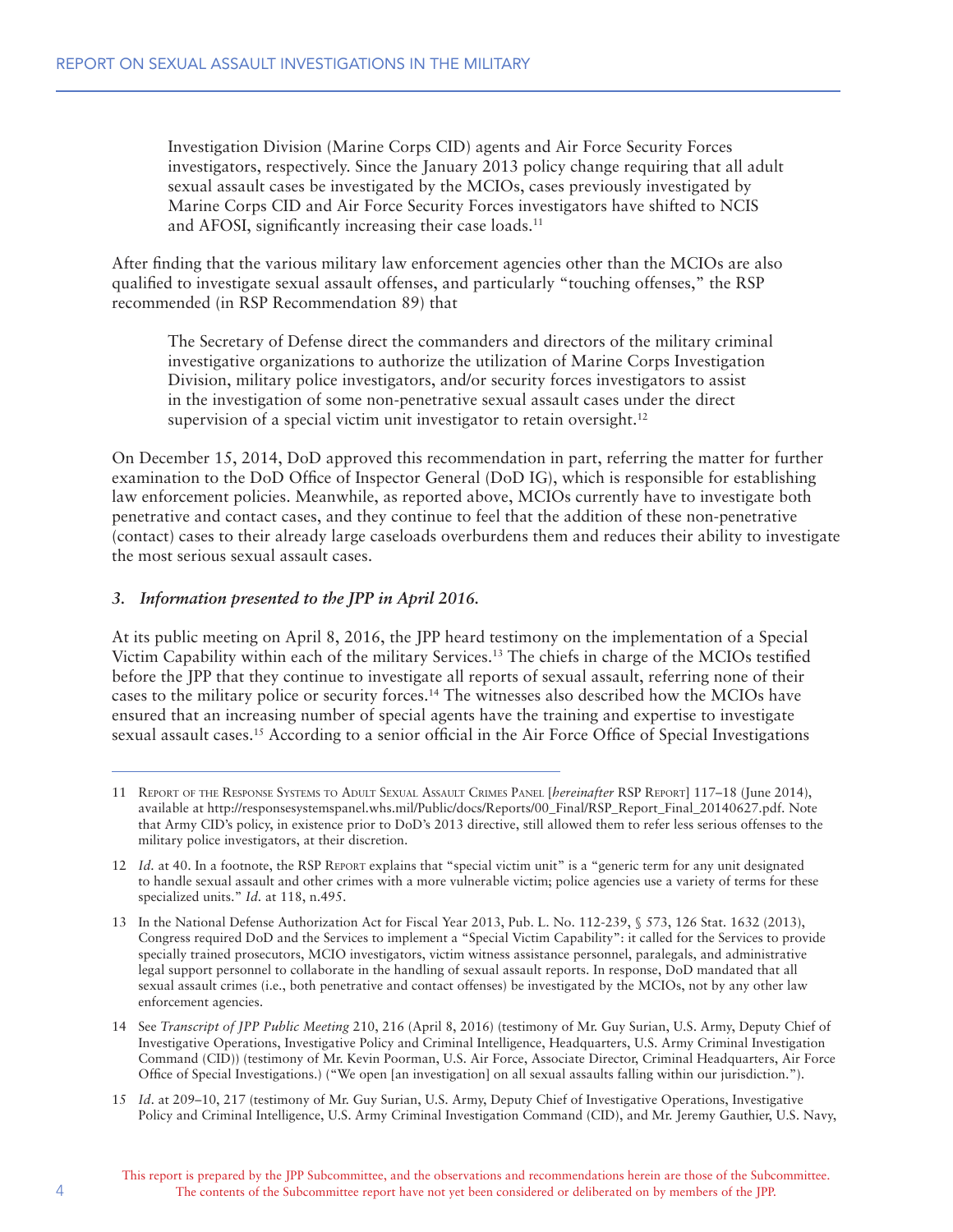Investigation Division (Marine Corps CID) agents and Air Force Security Forces investigators, respectively. Since the January 2013 policy change requiring that all adult sexual assault cases be investigated by the MCIOs, cases previously investigated by Marine Corps CID and Air Force Security Forces investigators have shifted to NCIS and AFOSI, significantly increasing their case loads.[11]

After finding that the various military law enforcement agencies other than the MCIOs are also qualified to investigate sexual assault offenses, and particularly "touching offenses," the RSP recommended (in RSP Recommendation 89) that

> The Secretary of Defense direct the commanders and directors of the military criminal investigative organizations to authorize the utilization of Marine Corps Investigation Division, military police investigators, and/or security forces investigators to assist in the investigation of some non-penetrative sexual assault cases under the direct supervision of a special victim unit investigator to retain oversight.[12]

On December 15, 2014, DoD approved this recommendation in part, referring the matter for further examination to the DoD Office of Inspector General (DoD IG), which is responsible for establishing law enforcement policies. Meanwhile, as reported above, MCIOs currently have to investigate both penetrative and contact cases, and they continue to feel that the addition of these non-penetrative (contact) cases to their already large caseloads overburdens them and reduces their ability to investigate the most serious sexual assault cases.

### *3. Information presented to the JPP in April 2016.*

At its public meeting on April 8, 2016, the JPP heard testimony on the implementation of a Special Victim Capability within each of the military Services.[13] The chiefs in charge of the MCIOs testified before the JPP that they continue to investigate all reports of sexual assault, referring none of their cases to the military police or security forces.[14] The witnesses also described how the MCIOs have ensured that an increasing number of special agents have the training and expertise to investigate sexual assault cases.[15] According to a senior official in the Air Force Office of Special Investigations

---

11 Report of the Response Systems to Adult Sexual Assault Crimes Panel [*hereinafter* RSP Report] 117–18 (June 2014), available at http://responsesystemspanel.whs.mil/Public/docs/Reports/00_Final/RSP_Report_Final_20140627.pdf. Note that Army CID's policy, in existence prior to DoD's 2013 directive, still allowed them to refer less serious offenses to the military police investigators, at their discretion.

12 *Id.* at 40. In a footnote, the RSP Report explains that "special victim unit" is a "generic term for any unit designated to handle sexual assault and other crimes with a more vulnerable victim; police agencies use a variety of terms for these specialized units." *Id.* at 118, n.495.

13 In the National Defense Authorization Act for Fiscal Year 2013, Pub. L. No. 112-239, § 573, 126 Stat. 1632 (2013), Congress required DoD and the Services to implement a "Special Victim Capability": it called for the Services to provide specially trained prosecutors, MCIO investigators, victim witness assistance personnel, paralegals, and administrative legal support personnel to collaborate in the handling of sexual assault reports. In response, DoD mandated that all sexual assault crimes (i.e., both penetrative and contact offenses) be investigated by the MCIOs, not by any other law enforcement agencies.

14 See *Transcript of JPP Public Meeting* 210, 216 (April 8, 2016) (testimony of Mr. Guy Surian, U.S. Army, Deputy Chief of Investigative Operations, Investigative Policy and Criminal Intelligence, Headquarters, U.S. Army Criminal Investigation Command (CID)) (testimony of Mr. Kevin Poorman, U.S. Air Force, Associate Director, Criminal Headquarters, Air Force Office of Special Investigations.) ("We open [an investigation] on all sexual assaults falling within our jurisdiction.").

15 *Id.* at 209–10, 217 (testimony of Mr. Guy Surian, U.S. Army, Deputy Chief of Investigative Operations, Investigative Policy and Criminal Intelligence, U.S. Army Criminal Investigation Command (CID), and Mr. Jeremy Gauthier, U.S. Navy,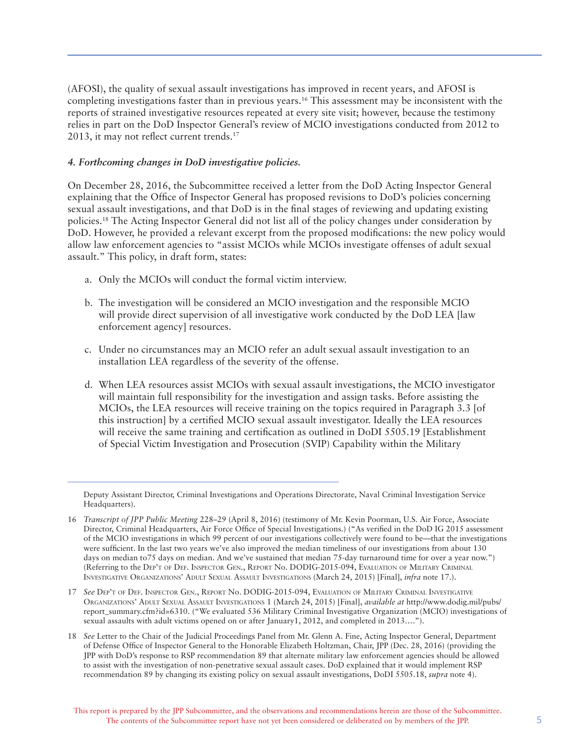(AFOSI), the quality of sexual assault investigations has improved in recent years, and AFOSI is completing investigations faster than in previous years.[16] This assessment may be inconsistent with the reports of strained investigative resources repeated at every site visit; however, because the testimony relies in part on the DoD Inspector General's review of MCIO investigations conducted from 2012 to 2013, it may not reflect current trends.[17]

#### *4. Forthcoming changes in DoD investigative policies.*

On December 28, 2016, the Subcommittee received a letter from the DoD Acting Inspector General explaining that the Office of Inspector General has proposed revisions to DoD's policies concerning sexual assault investigations, and that DoD is in the final stages of reviewing and updating existing policies.[18] The Acting Inspector General did not list all of the policy changes under consideration by DoD. However, he provided a relevant excerpt from the proposed modifications: the new policy would allow law enforcement agencies to "assist MCIOs while MCIOs investigate offenses of adult sexual assault." This policy, in draft form, states:

a. Only the MCIOs will conduct the formal victim interview.

b. The investigation will be considered an MCIO investigation and the responsible MCIO will provide direct supervision of all investigative work conducted by the DoD LEA [law enforcement agency] resources.

c. Under no circumstances may an MCIO refer an adult sexual assault investigation to an installation LEA regardless of the severity of the offense.

d. When LEA resources assist MCIOs with sexual assault investigations, the MCIO investigator will maintain full responsibility for the investigation and assign tasks. Before assisting the MCIOs, the LEA resources will receive training on the topics required in Paragraph 3.3 [of this instruction] by a certified MCIO sexual assault investigator. Ideally the LEA resources will receive the same training and certification as outlined in DoDI 5505.19 [Establishment of Special Victim Investigation and Prosecution (SVIP) Capability within the Military

---

Deputy Assistant Director, Criminal Investigations and Operations Directorate, Naval Criminal Investigation Service Headquarters).

16 *Transcript of JPP Public Meeting* 228–29 (April 8, 2016) (testimony of Mr. Kevin Poorman, U.S. Air Force, Associate Director, Criminal Headquarters, Air Force Office of Special Investigations.) ("As verified in the DoD IG 2015 assessment of the MCIO investigations in which 99 percent of our investigations collectively were found to be—that the investigations were sufficient. In the last two years we've also improved the median timeliness of our investigations from about 130 days on median to75 days on median. And we've sustained that median 75-day turnaround time for over a year now.") (Referring to the Dep't of Def. Inspector Gen., Report No. DODIG-2015-094, Evaluation of Military Criminal Investigative Organizations' Adult Sexual Assault Investigations (March 24, 2015) [Final], *infra* note 17.).

17 *See* Dep't of Def. Inspector Gen., Report No. DODIG-2015-094, Evaluation of Military Criminal Investigative Organizations' Adult Sexual Assault Investigations 1 (March 24, 2015) [Final], *available at* http://www.dodig.mil/pubs/report_summary.cfm?id=6310. ("We evaluated 536 Military Criminal Investigative Organization (MCIO) investigations of sexual assaults with adult victims opened on or after January1, 2012, and completed in 2013….").

18 *See* Letter to the Chair of the Judicial Proceedings Panel from Mr. Glenn A. Fine, Acting Inspector General, Department of Defense Office of Inspector General to the Honorable Elizabeth Holtzman, Chair, JPP (Dec. 28, 2016) (providing the JPP with DoD's response to RSP recommendation 89 that alternate military law enforcement agencies should be allowed to assist with the investigation of non-penetrative sexual assault cases. DoD explained that it would implement RSP recommendation 89 by changing its existing policy on sexual assault investigations, DoDI 5505.18, *supra* note 4).

This report is prepared by the JPP Subcommittee, and the observations and recommendations herein are those of the Subcommittee. The contents of the Subcommittee report have not yet been considered or deliberated on by members of the JPP.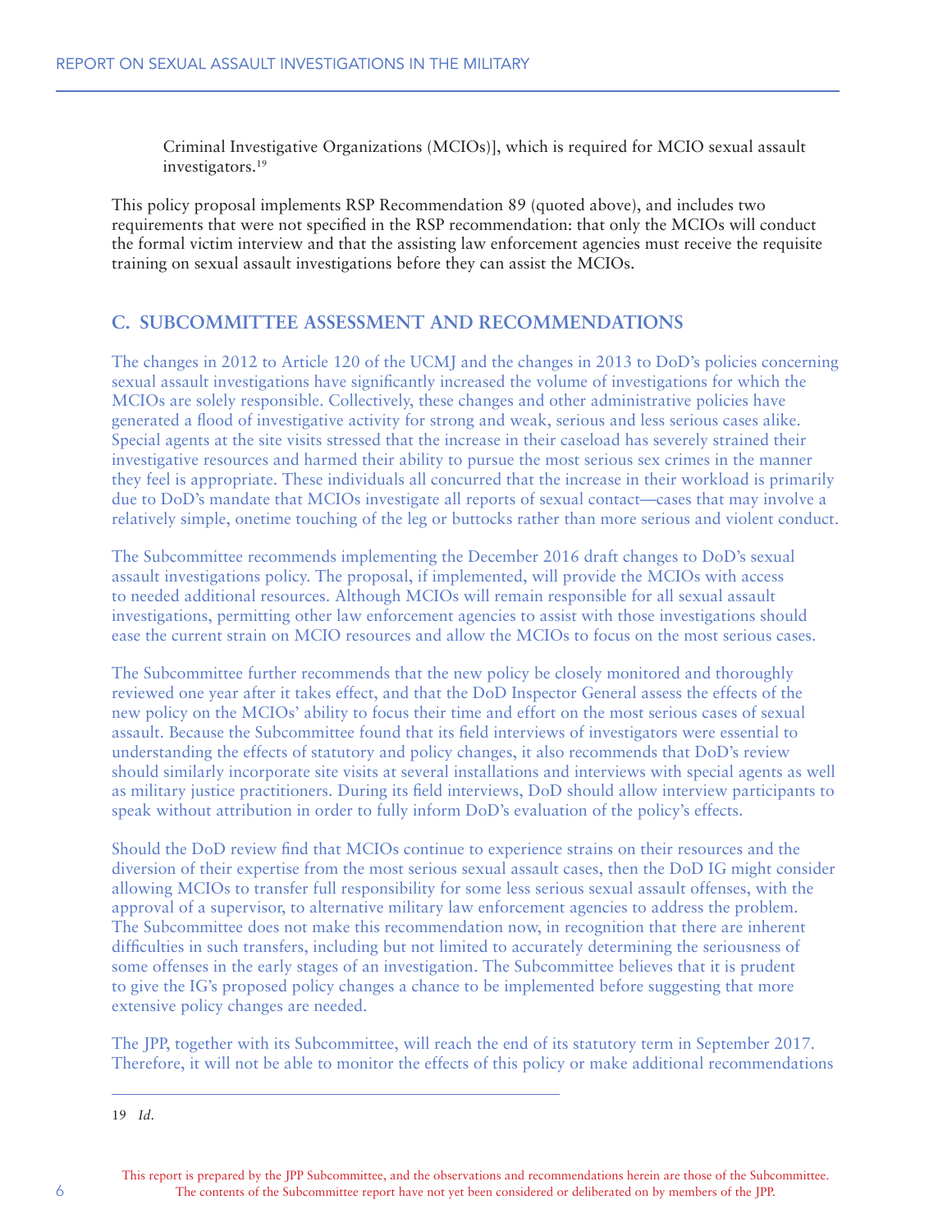Criminal Investigative Organizations (MCIOs)], which is required for MCIO sexual assault investigators.[19]

This policy proposal implements RSP Recommendation 89 (quoted above), and includes two requirements that were not specified in the RSP recommendation: that only the MCIOs will conduct the formal victim interview and that the assisting law enforcement agencies must receive the requisite training on sexual assault investigations before they can assist the MCIOs.

## C. SUBCOMMITTEE ASSESSMENT AND RECOMMENDATIONS

The changes in 2012 to Article 120 of the UCMJ and the changes in 2013 to DoD's policies concerning sexual assault investigations have significantly increased the volume of investigations for which the MCIOs are solely responsible. Collectively, these changes and other administrative policies have generated a flood of investigative activity for strong and weak, serious and less serious cases alike. Special agents at the site visits stressed that the increase in their caseload has severely strained their investigative resources and harmed their ability to pursue the most serious sex crimes in the manner they feel is appropriate. These individuals all concurred that the increase in their workload is primarily due to DoD's mandate that MCIOs investigate all reports of sexual contact—cases that may involve a relatively simple, onetime touching of the leg or buttocks rather than more serious and violent conduct.

The Subcommittee recommends implementing the December 2016 draft changes to DoD's sexual assault investigations policy. The proposal, if implemented, will provide the MCIOs with access to needed additional resources. Although MCIOs will remain responsible for all sexual assault investigations, permitting other law enforcement agencies to assist with those investigations should ease the current strain on MCIO resources and allow the MCIOs to focus on the most serious cases.

The Subcommittee further recommends that the new policy be closely monitored and thoroughly reviewed one year after it takes effect, and that the DoD Inspector General assess the effects of the new policy on the MCIOs' ability to focus their time and effort on the most serious cases of sexual assault. Because the Subcommittee found that its field interviews of investigators were essential to understanding the effects of statutory and policy changes, it also recommends that DoD's review should similarly incorporate site visits at several installations and interviews with special agents as well as military justice practitioners. During its field interviews, DoD should allow interview participants to speak without attribution in order to fully inform DoD's evaluation of the policy's effects.

Should the DoD review find that MCIOs continue to experience strains on their resources and the diversion of their expertise from the most serious sexual assault cases, then the DoD IG might consider allowing MCIOs to transfer full responsibility for some less serious sexual assault offenses, with the approval of a supervisor, to alternative military law enforcement agencies to address the problem. The Subcommittee does not make this recommendation now, in recognition that there are inherent difficulties in such transfers, including but not limited to accurately determining the seriousness of some offenses in the early stages of an investigation. The Subcommittee believes that it is prudent to give the IG's proposed policy changes a chance to be implemented before suggesting that more extensive policy changes are needed.

The JPP, together with its Subcommittee, will reach the end of its statutory term in September 2017. Therefore, it will not be able to monitor the effects of this policy or make additional recommendations

---

19 *Id.*

This report is prepared by the JPP Subcommittee, and the observations and recommendations herein are those of the Subcommittee. The contents of the Subcommittee report have not yet been considered or deliberated on by members of the JPP.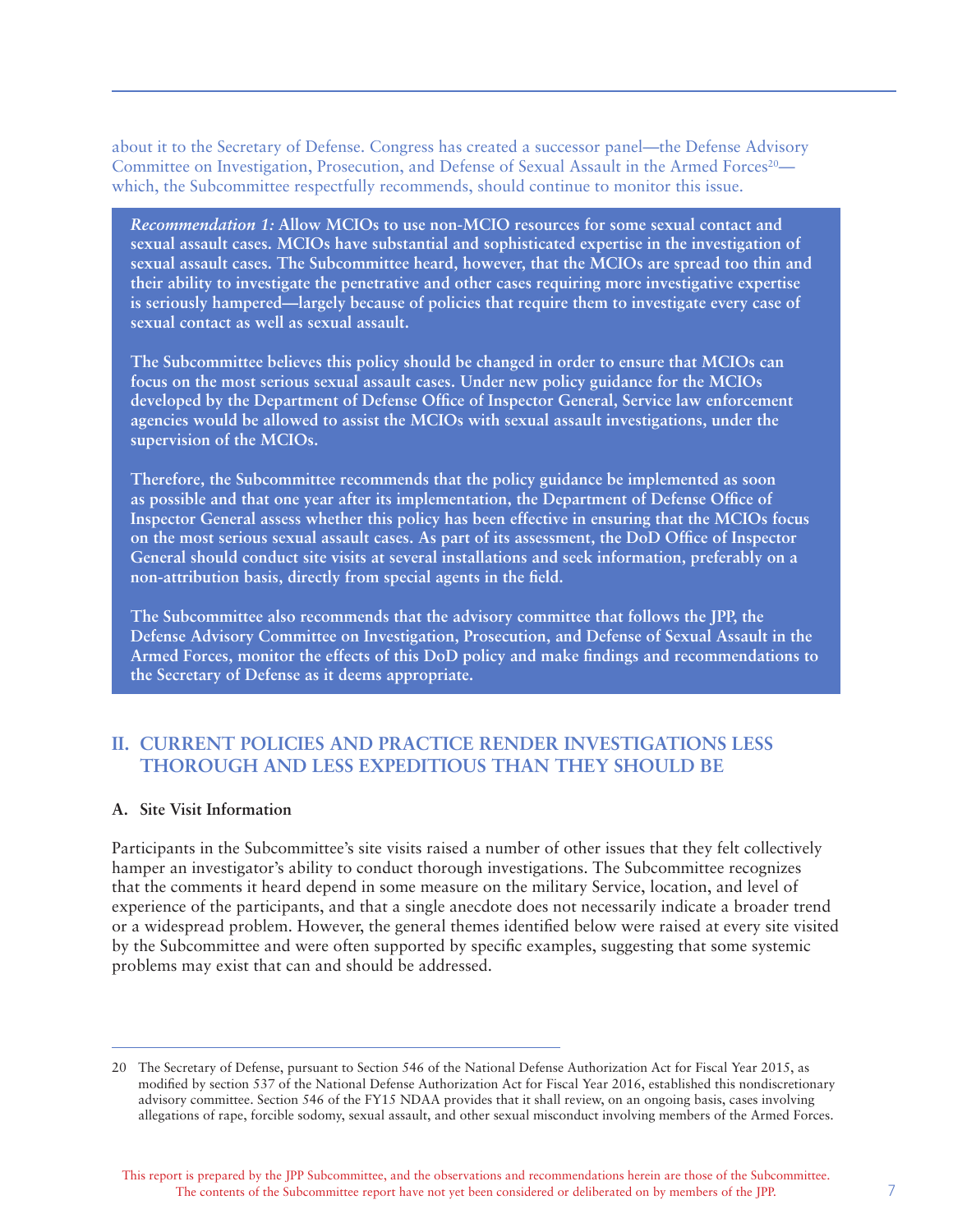about it to the Secretary of Defense. Congress has created a successor panel—the Defense Advisory Committee on Investigation, Prosecution, and Defense of Sexual Assault in the Armed Forces[20]—which, the Subcommittee respectfully recommends, should continue to monitor this issue.

***Recommendation 1:*** **Allow MCIOs to use non-MCIO resources for some sexual contact and sexual assault cases. MCIOs have substantial and sophisticated expertise in the investigation of sexual assault cases. The Subcommittee heard, however, that the MCIOs are spread too thin and their ability to investigate the penetrative and other cases requiring more investigative expertise is seriously hampered—largely because of policies that require them to investigate every case of sexual contact as well as sexual assault.**

**The Subcommittee believes this policy should be changed in order to ensure that MCIOs can focus on the most serious sexual assault cases. Under new policy guidance for the MCIOs developed by the Department of Defense Office of Inspector General, Service law enforcement agencies would be allowed to assist the MCIOs with sexual assault investigations, under the supervision of the MCIOs.**

**Therefore, the Subcommittee recommends that the policy guidance be implemented as soon as possible and that one year after its implementation, the Department of Defense Office of Inspector General assess whether this policy has been effective in ensuring that the MCIOs focus on the most serious sexual assault cases. As part of its assessment, the DoD Office of Inspector General should conduct site visits at several installations and seek information, preferably on a non-attribution basis, directly from special agents in the field.**

**The Subcommittee also recommends that the advisory committee that follows the JPP, the Defense Advisory Committee on Investigation, Prosecution, and Defense of Sexual Assault in the Armed Forces, monitor the effects of this DoD policy and make findings and recommendations to the Secretary of Defense as it deems appropriate.**

## II. CURRENT POLICIES AND PRACTICE RENDER INVESTIGATIONS LESS THOROUGH AND LESS EXPEDITIOUS THAN THEY SHOULD BE

### A. Site Visit Information

Participants in the Subcommittee's site visits raised a number of other issues that they felt collectively hamper an investigator's ability to conduct thorough investigations. The Subcommittee recognizes that the comments it heard depend in some measure on the military Service, location, and level of experience of the participants, and that a single anecdote does not necessarily indicate a broader trend or a widespread problem. However, the general themes identified below were raised at every site visited by the Subcommittee and were often supported by specific examples, suggesting that some systemic problems may exist that can and should be addressed.

---

20 The Secretary of Defense, pursuant to Section 546 of the National Defense Authorization Act for Fiscal Year 2015, as modified by section 537 of the National Defense Authorization Act for Fiscal Year 2016, established this nondiscretionary advisory committee. Section 546 of the FY15 NDAA provides that it shall review, on an ongoing basis, cases involving allegations of rape, forcible sodomy, sexual assault, and other sexual misconduct involving members of the Armed Forces.

This report is prepared by the JPP Subcommittee, and the observations and recommendations herein are those of the Subcommittee. The contents of the Subcommittee report have not yet been considered or deliberated on by members of the JPP.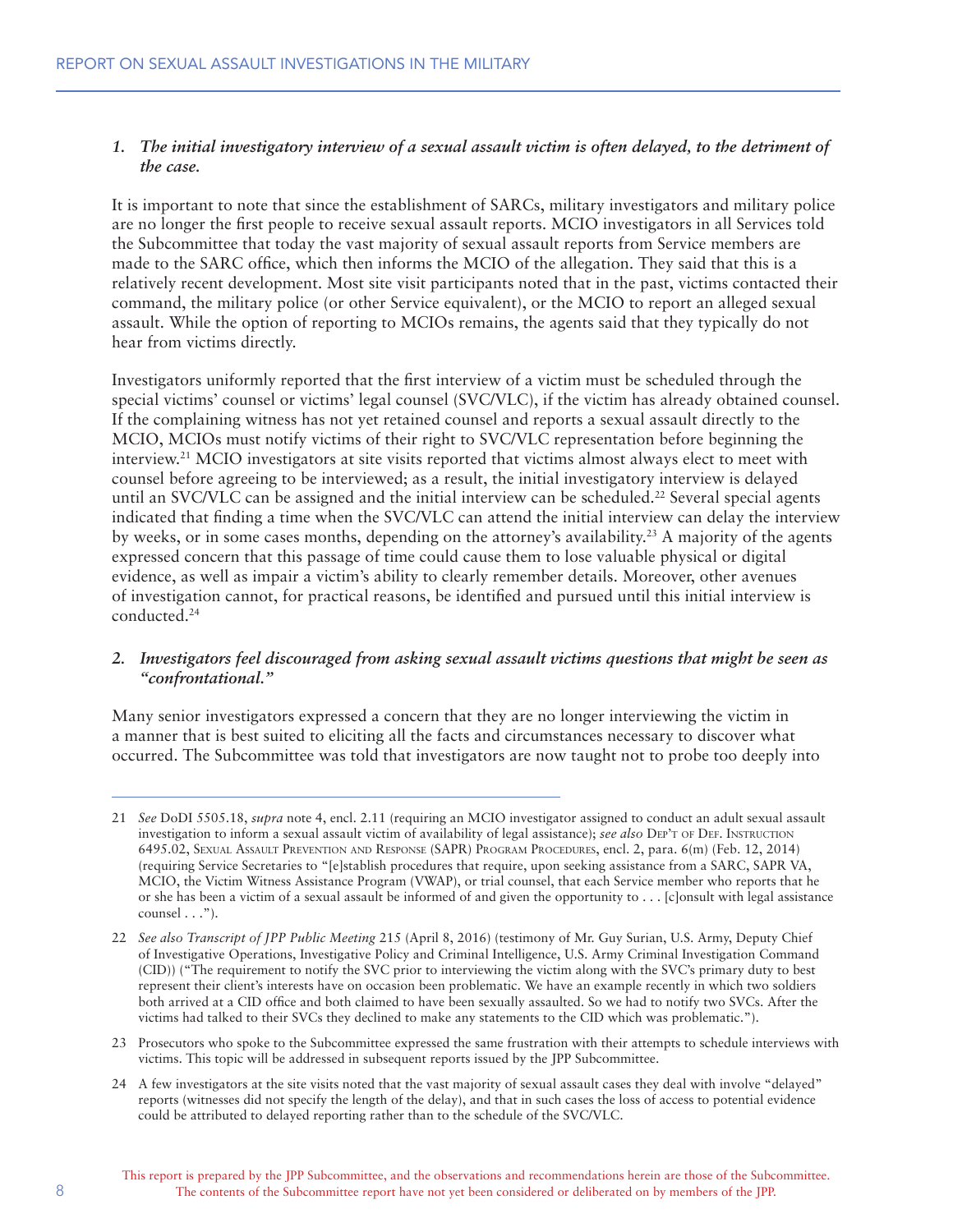*1. The initial investigatory interview of a sexual assault victim is often delayed, to the detriment of the case.*

It is important to note that since the establishment of SARCs, military investigators and military police are no longer the first people to receive sexual assault reports. MCIO investigators in all Services told the Subcommittee that today the vast majority of sexual assault reports from Service members are made to the SARC office, which then informs the MCIO of the allegation. They said that this is a relatively recent development. Most site visit participants noted that in the past, victims contacted their command, the military police (or other Service equivalent), or the MCIO to report an alleged sexual assault. While the option of reporting to MCIOs remains, the agents said that they typically do not hear from victims directly.

Investigators uniformly reported that the first interview of a victim must be scheduled through the special victims' counsel or victims' legal counsel (SVC/VLC), if the victim has already obtained counsel. If the complaining witness has not yet retained counsel and reports a sexual assault directly to the MCIO, MCIOs must notify victims of their right to SVC/VLC representation before beginning the interview.[21] MCIO investigators at site visits reported that victims almost always elect to meet with counsel before agreeing to be interviewed; as a result, the initial investigatory interview is delayed until an SVC/VLC can be assigned and the initial interview can be scheduled.[22] Several special agents indicated that finding a time when the SVC/VLC can attend the initial interview can delay the interview by weeks, or in some cases months, depending on the attorney's availability.[23] A majority of the agents expressed concern that this passage of time could cause them to lose valuable physical or digital evidence, as well as impair a victim's ability to clearly remember details. Moreover, other avenues of investigation cannot, for practical reasons, be identified and pursued until this initial interview is conducted.[24]

*2. Investigators feel discouraged from asking sexual assault victims questions that might be seen as "confrontational."*

Many senior investigators expressed a concern that they are no longer interviewing the victim in a manner that is best suited to eliciting all the facts and circumstances necessary to discover what occurred. The Subcommittee was told that investigators are now taught not to probe too deeply into

---

21 *See* DoDI 5505.18, *supra* note 4, encl. 2.11 (requiring an MCIO investigator assigned to conduct an adult sexual assault investigation to inform a sexual assault victim of availability of legal assistance); *see also* Dep't of Def. Instruction 6495.02, Sexual Assault Prevention and Response (SAPR) Program Procedures, encl. 2, para. 6(m) (Feb. 12, 2014) (requiring Service Secretaries to "[e]stablish procedures that require, upon seeking assistance from a SARC, SAPR VA, MCIO, the Victim Witness Assistance Program (VWAP), or trial counsel, that each Service member who reports that he or she has been a victim of a sexual assault be informed of and given the opportunity to . . . [c]onsult with legal assistance counsel . . .").

22 *See also Transcript of JPP Public Meeting* 215 (April 8, 2016) (testimony of Mr. Guy Surian, U.S. Army, Deputy Chief of Investigative Operations, Investigative Policy and Criminal Intelligence, U.S. Army Criminal Investigation Command (CID)) ("The requirement to notify the SVC prior to interviewing the victim along with the SVC's primary duty to best represent their client's interests have on occasion been problematic. We have an example recently in which two soldiers both arrived at a CID office and both claimed to have been sexually assaulted. So we had to notify two SVCs. After the victims had talked to their SVCs they declined to make any statements to the CID which was problematic.").

23 Prosecutors who spoke to the Subcommittee expressed the same frustration with their attempts to schedule interviews with victims. This topic will be addressed in subsequent reports issued by the JPP Subcommittee.

24 A few investigators at the site visits noted that the vast majority of sexual assault cases they deal with involve "delayed" reports (witnesses did not specify the length of the delay), and that in such cases the loss of access to potential evidence could be attributed to delayed reporting rather than to the schedule of the SVC/VLC.

This report is prepared by the JPP Subcommittee, and the observations and recommendations herein are those of the Subcommittee. The contents of the Subcommittee report have not yet been considered or deliberated on by members of the JPP.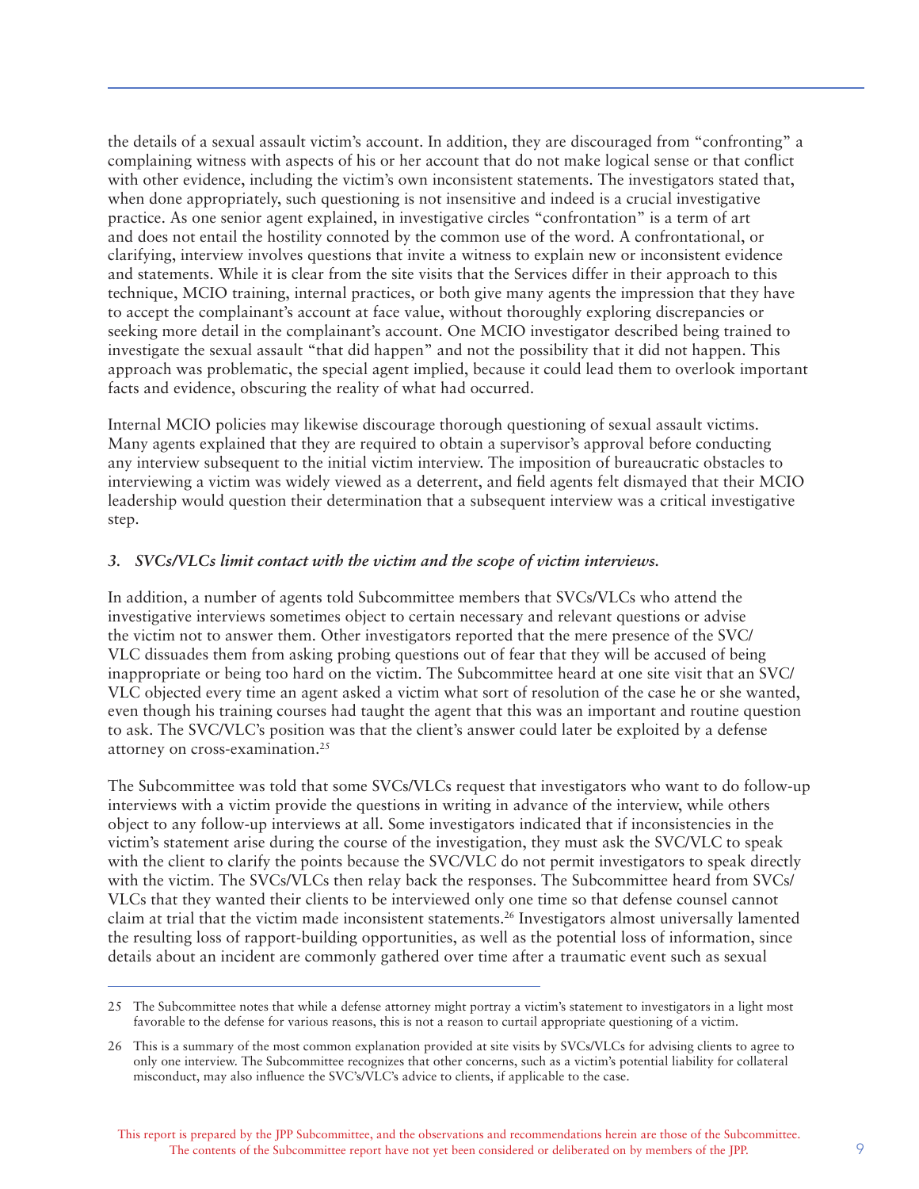the details of a sexual assault victim's account. In addition, they are discouraged from "confronting" a complaining witness with aspects of his or her account that do not make logical sense or that conflict with other evidence, including the victim's own inconsistent statements. The investigators stated that, when done appropriately, such questioning is not insensitive and indeed is a crucial investigative practice. As one senior agent explained, in investigative circles "confrontation" is a term of art and does not entail the hostility connoted by the common use of the word. A confrontational, or clarifying, interview involves questions that invite a witness to explain new or inconsistent evidence and statements. While it is clear from the site visits that the Services differ in their approach to this technique, MCIO training, internal practices, or both give many agents the impression that they have to accept the complainant's account at face value, without thoroughly exploring discrepancies or seeking more detail in the complainant's account. One MCIO investigator described being trained to investigate the sexual assault "that did happen" and not the possibility that it did not happen. This approach was problematic, the special agent implied, because it could lead them to overlook important facts and evidence, obscuring the reality of what had occurred.

Internal MCIO policies may likewise discourage thorough questioning of sexual assault victims. Many agents explained that they are required to obtain a supervisor's approval before conducting any interview subsequent to the initial victim interview. The imposition of bureaucratic obstacles to interviewing a victim was widely viewed as a deterrent, and field agents felt dismayed that their MCIO leadership would question their determination that a subsequent interview was a critical investigative step.

### *3. SVCs/VLCs limit contact with the victim and the scope of victim interviews.*

In addition, a number of agents told Subcommittee members that SVCs/VLCs who attend the investigative interviews sometimes object to certain necessary and relevant questions or advise the victim not to answer them. Other investigators reported that the mere presence of the SVC/VLC dissuades them from asking probing questions out of fear that they will be accused of being inappropriate or being too hard on the victim. The Subcommittee heard at one site visit that an SVC/VLC objected every time an agent asked a victim what sort of resolution of the case he or she wanted, even though his training courses had taught the agent that this was an important and routine question to ask. The SVC/VLC's position was that the client's answer could later be exploited by a defense attorney on cross-examination.[25]

The Subcommittee was told that some SVCs/VLCs request that investigators who want to do follow-up interviews with a victim provide the questions in writing in advance of the interview, while others object to any follow-up interviews at all. Some investigators indicated that if inconsistencies in the victim's statement arise during the course of the investigation, they must ask the SVC/VLC to speak with the client to clarify the points because the SVC/VLC do not permit investigators to speak directly with the victim. The SVCs/VLCs then relay back the responses. The Subcommittee heard from SVCs/VLCs that they wanted their clients to be interviewed only one time so that defense counsel cannot claim at trial that the victim made inconsistent statements.[26] Investigators almost universally lamented the resulting loss of rapport-building opportunities, as well as the potential loss of information, since details about an incident are commonly gathered over time after a traumatic event such as sexual

---

25 The Subcommittee notes that while a defense attorney might portray a victim's statement to investigators in a light most favorable to the defense for various reasons, this is not a reason to curtail appropriate questioning of a victim.

26 This is a summary of the most common explanation provided at site visits by SVCs/VLCs for advising clients to agree to only one interview. The Subcommittee recognizes that other concerns, such as a victim's potential liability for collateral misconduct, may also influence the SVC's/VLC's advice to clients, if applicable to the case.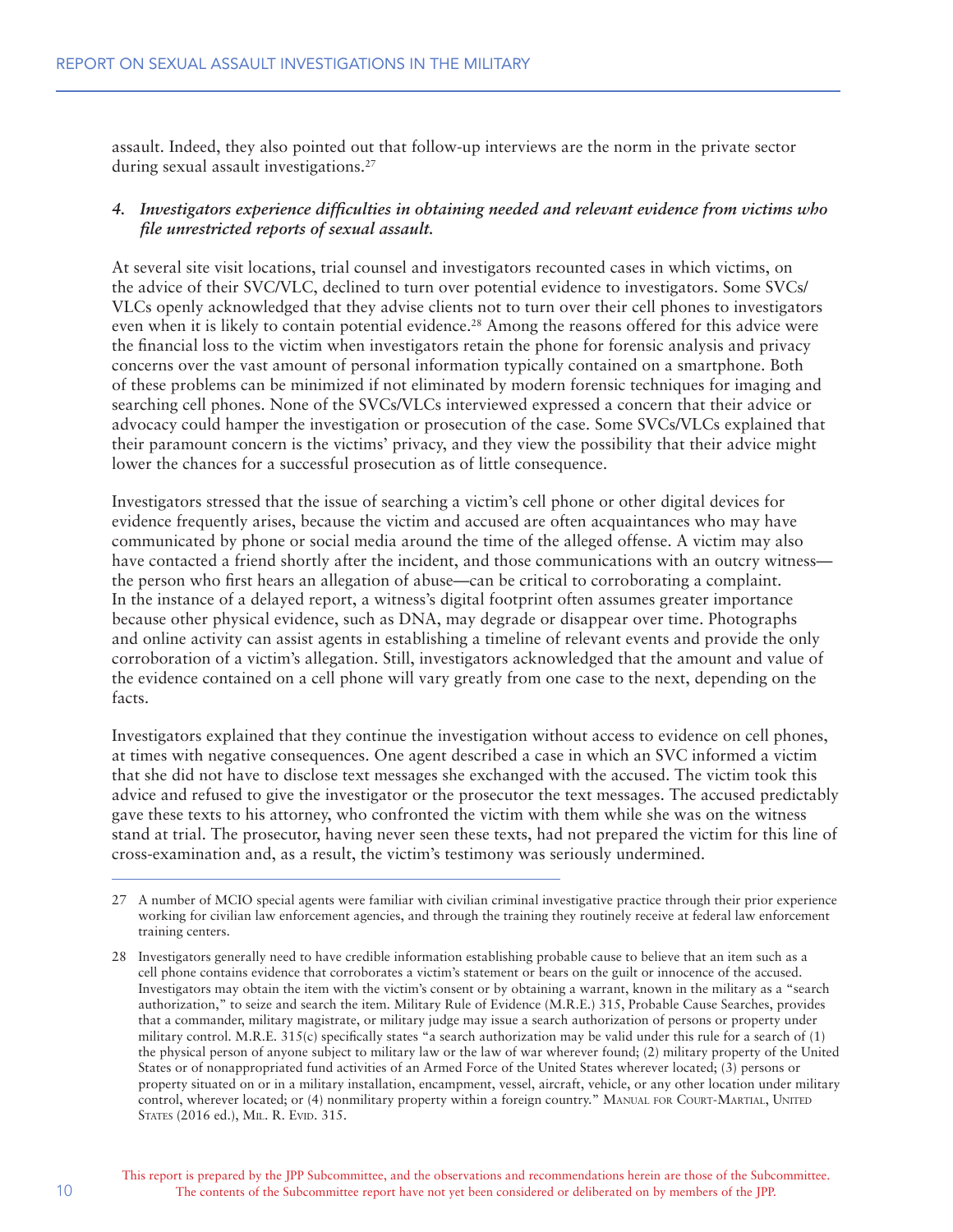assault. Indeed, they also pointed out that follow-up interviews are the norm in the private sector during sexual assault investigations.[27]

*4. Investigators experience difficulties in obtaining needed and relevant evidence from victims who file unrestricted reports of sexual assault.*

At several site visit locations, trial counsel and investigators recounted cases in which victims, on the advice of their SVC/VLC, declined to turn over potential evidence to investigators. Some SVCs/VLCs openly acknowledged that they advise clients not to turn over their cell phones to investigators even when it is likely to contain potential evidence.[28] Among the reasons offered for this advice were the financial loss to the victim when investigators retain the phone for forensic analysis and privacy concerns over the vast amount of personal information typically contained on a smartphone. Both of these problems can be minimized if not eliminated by modern forensic techniques for imaging and searching cell phones. None of the SVCs/VLCs interviewed expressed a concern that their advice or advocacy could hamper the investigation or prosecution of the case. Some SVCs/VLCs explained that their paramount concern is the victims' privacy, and they view the possibility that their advice might lower the chances for a successful prosecution as of little consequence.

Investigators stressed that the issue of searching a victim's cell phone or other digital devices for evidence frequently arises, because the victim and accused are often acquaintances who may have communicated by phone or social media around the time of the alleged offense. A victim may also have contacted a friend shortly after the incident, and those communications with an outcry witness—the person who first hears an allegation of abuse—can be critical to corroborating a complaint. In the instance of a delayed report, a witness's digital footprint often assumes greater importance because other physical evidence, such as DNA, may degrade or disappear over time. Photographs and online activity can assist agents in establishing a timeline of relevant events and provide the only corroboration of a victim's allegation. Still, investigators acknowledged that the amount and value of the evidence contained on a cell phone will vary greatly from one case to the next, depending on the facts.

Investigators explained that they continue the investigation without access to evidence on cell phones, at times with negative consequences. One agent described a case in which an SVC informed a victim that she did not have to disclose text messages she exchanged with the accused. The victim took this advice and refused to give the investigator or the prosecutor the text messages. The accused predictably gave these texts to his attorney, who confronted the victim with them while she was on the witness stand at trial. The prosecutor, having never seen these texts, had not prepared the victim for this line of cross-examination and, as a result, the victim's testimony was seriously undermined.

---

27 A number of MCIO special agents were familiar with civilian criminal investigative practice through their prior experience working for civilian law enforcement agencies, and through the training they routinely receive at federal law enforcement training centers.

28 Investigators generally need to have credible information establishing probable cause to believe that an item such as a cell phone contains evidence that corroborates a victim's statement or bears on the guilt or innocence of the accused. Investigators may obtain the item with the victim's consent or by obtaining a warrant, known in the military as a "search authorization," to seize and search the item. Military Rule of Evidence (M.R.E.) 315, Probable Cause Searches, provides that a commander, military magistrate, or military judge may issue a search authorization of persons or property under military control. M.R.E. 315(c) specifically states "a search authorization may be valid under this rule for a search of (1) the physical person of anyone subject to military law or the law of war wherever found; (2) military property of the United States or of nonappropriated fund activities of an Armed Force of the United States wherever located; (3) persons or property situated on or in a military installation, encampment, vessel, aircraft, vehicle, or any other location under military control, wherever located; or (4) nonmilitary property within a foreign country." Manual for Court-Martial, United States (2016 ed.), Mil. R. Evid. 315.

This report is prepared by the JPP Subcommittee, and the observations and recommendations herein are those of the Subcommittee. The contents of the Subcommittee report have not yet been considered or deliberated on by members of the JPP.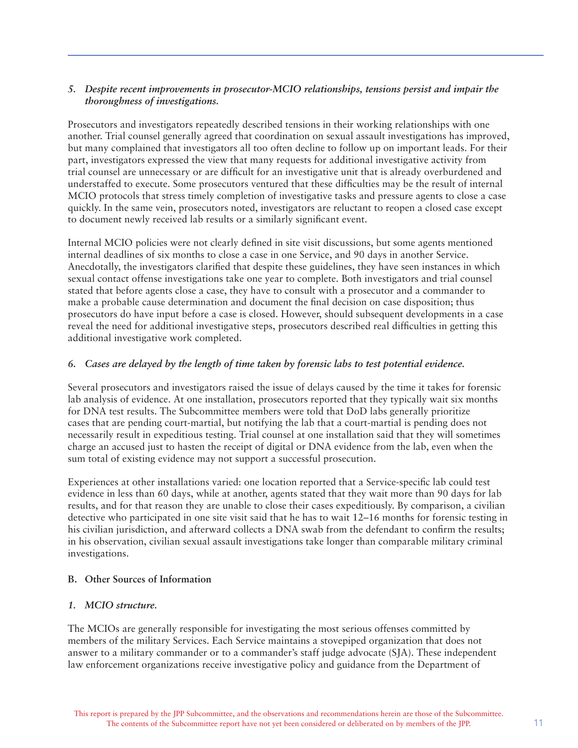*5. Despite recent improvements in prosecutor-MCIO relationships, tensions persist and impair the thoroughness of investigations.*

Prosecutors and investigators repeatedly described tensions in their working relationships with one another. Trial counsel generally agreed that coordination on sexual assault investigations has improved, but many complained that investigators all too often decline to follow up on important leads. For their part, investigators expressed the view that many requests for additional investigative activity from trial counsel are unnecessary or are difficult for an investigative unit that is already overburdened and understaffed to execute. Some prosecutors ventured that these difficulties may be the result of internal MCIO protocols that stress timely completion of investigative tasks and pressure agents to close a case quickly. In the same vein, prosecutors noted, investigators are reluctant to reopen a closed case except to document newly received lab results or a similarly significant event.

Internal MCIO policies were not clearly defined in site visit discussions, but some agents mentioned internal deadlines of six months to close a case in one Service, and 90 days in another Service. Anecdotally, the investigators clarified that despite these guidelines, they have seen instances in which sexual contact offense investigations take one year to complete. Both investigators and trial counsel stated that before agents close a case, they have to consult with a prosecutor and a commander to make a probable cause determination and document the final decision on case disposition; thus prosecutors do have input before a case is closed. However, should subsequent developments in a case reveal the need for additional investigative steps, prosecutors described real difficulties in getting this additional investigative work completed.

*6. Cases are delayed by the length of time taken by forensic labs to test potential evidence.*

Several prosecutors and investigators raised the issue of delays caused by the time it takes for forensic lab analysis of evidence. At one installation, prosecutors reported that they typically wait six months for DNA test results. The Subcommittee members were told that DoD labs generally prioritize cases that are pending court-martial, but notifying the lab that a court-martial is pending does not necessarily result in expeditious testing. Trial counsel at one installation said that they will sometimes charge an accused just to hasten the receipt of digital or DNA evidence from the lab, even when the sum total of existing evidence may not support a successful prosecution.

Experiences at other installations varied: one location reported that a Service-specific lab could test evidence in less than 60 days, while at another, agents stated that they wait more than 90 days for lab results, and for that reason they are unable to close their cases expeditiously. By comparison, a civilian detective who participated in one site visit said that he has to wait 12–16 months for forensic testing in his civilian jurisdiction, and afterward collects a DNA swab from the defendant to confirm the results; in his observation, civilian sexual assault investigations take longer than comparable military criminal investigations.

**B. Other Sources of Information**

*1. MCIO structure.*

The MCIOs are generally responsible for investigating the most serious offenses committed by members of the military Services. Each Service maintains a stovepiped organization that does not answer to a military commander or to a commander's staff judge advocate (SJA). These independent law enforcement organizations receive investigative policy and guidance from the Department of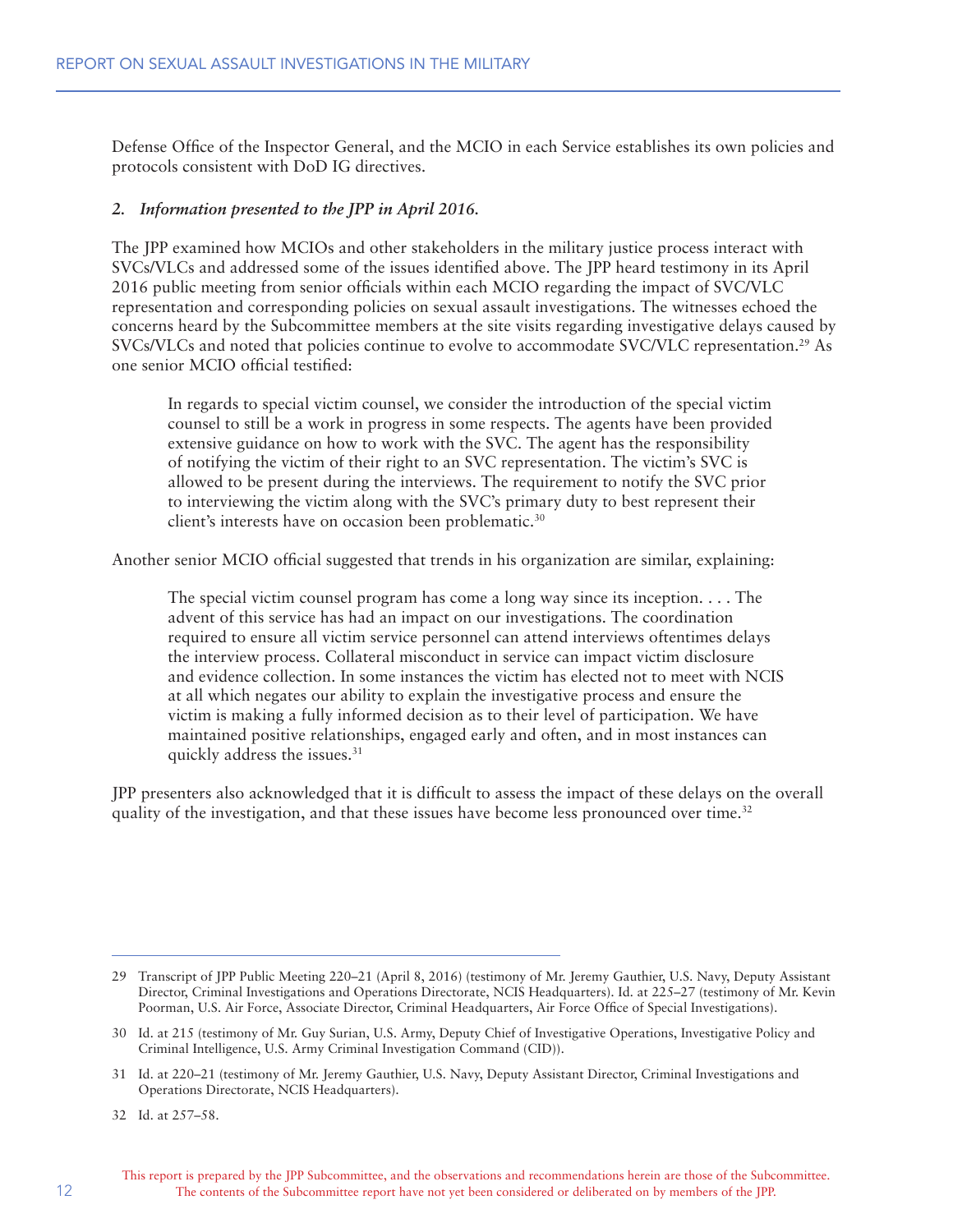Defense Office of the Inspector General, and the MCIO in each Service establishes its own policies and protocols consistent with DoD IG directives.

### *2. Information presented to the JPP in April 2016.*

The JPP examined how MCIOs and other stakeholders in the military justice process interact with SVCs/VLCs and addressed some of the issues identified above. The JPP heard testimony in its April 2016 public meeting from senior officials within each MCIO regarding the impact of SVC/VLC representation and corresponding policies on sexual assault investigations. The witnesses echoed the concerns heard by the Subcommittee members at the site visits regarding investigative delays caused by SVCs/VLCs and noted that policies continue to evolve to accommodate SVC/VLC representation.[29] As one senior MCIO official testified:

> In regards to special victim counsel, we consider the introduction of the special victim counsel to still be a work in progress in some respects. The agents have been provided extensive guidance on how to work with the SVC. The agent has the responsibility of notifying the victim of their right to an SVC representation. The victim's SVC is allowed to be present during the interviews. The requirement to notify the SVC prior to interviewing the victim along with the SVC's primary duty to best represent their client's interests have on occasion been problematic.[30]

Another senior MCIO official suggested that trends in his organization are similar, explaining:

> The special victim counsel program has come a long way since its inception. . . . The advent of this service has had an impact on our investigations. The coordination required to ensure all victim service personnel can attend interviews oftentimes delays the interview process. Collateral misconduct in service can impact victim disclosure and evidence collection. In some instances the victim has elected not to meet with NCIS at all which negates our ability to explain the investigative process and ensure the victim is making a fully informed decision as to their level of participation. We have maintained positive relationships, engaged early and often, and in most instances can quickly address the issues.[31]

JPP presenters also acknowledged that it is difficult to assess the impact of these delays on the overall quality of the investigation, and that these issues have become less pronounced over time.[32]

---

29 Transcript of JPP Public Meeting 220–21 (April 8, 2016) (testimony of Mr. Jeremy Gauthier, U.S. Navy, Deputy Assistant Director, Criminal Investigations and Operations Directorate, NCIS Headquarters). Id. at 225–27 (testimony of Mr. Kevin Poorman, U.S. Air Force, Associate Director, Criminal Headquarters, Air Force Office of Special Investigations).

30 Id. at 215 (testimony of Mr. Guy Surian, U.S. Army, Deputy Chief of Investigative Operations, Investigative Policy and Criminal Intelligence, U.S. Army Criminal Investigation Command (CID)).

31 Id. at 220–21 (testimony of Mr. Jeremy Gauthier, U.S. Navy, Deputy Assistant Director, Criminal Investigations and Operations Directorate, NCIS Headquarters).

32 Id. at 257–58.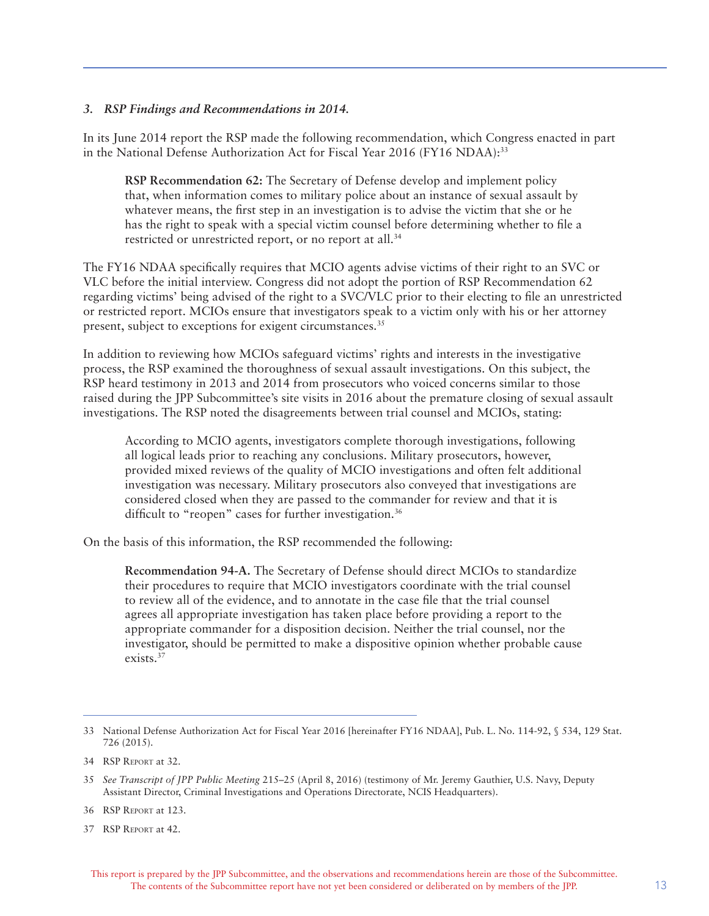### *3. RSP Findings and Recommendations in 2014.*

In its June 2014 report the RSP made the following recommendation, which Congress enacted in part in the National Defense Authorization Act for Fiscal Year 2016 (FY16 NDAA):[33]

> **RSP Recommendation 62:** The Secretary of Defense develop and implement policy that, when information comes to military police about an instance of sexual assault by whatever means, the first step in an investigation is to advise the victim that she or he has the right to speak with a special victim counsel before determining whether to file a restricted or unrestricted report, or no report at all.[34]

The FY16 NDAA specifically requires that MCIO agents advise victims of their right to an SVC or VLC before the initial interview. Congress did not adopt the portion of RSP Recommendation 62 regarding victims' being advised of the right to a SVC/VLC prior to their electing to file an unrestricted or restricted report. MCIOs ensure that investigators speak to a victim only with his or her attorney present, subject to exceptions for exigent circumstances.[35]

In addition to reviewing how MCIOs safeguard victims' rights and interests in the investigative process, the RSP examined the thoroughness of sexual assault investigations. On this subject, the RSP heard testimony in 2013 and 2014 from prosecutors who voiced concerns similar to those raised during the JPP Subcommittee's site visits in 2016 about the premature closing of sexual assault investigations. The RSP noted the disagreements between trial counsel and MCIOs, stating:

> According to MCIO agents, investigators complete thorough investigations, following all logical leads prior to reaching any conclusions. Military prosecutors, however, provided mixed reviews of the quality of MCIO investigations and often felt additional investigation was necessary. Military prosecutors also conveyed that investigations are considered closed when they are passed to the commander for review and that it is difficult to "reopen" cases for further investigation.[36]

On the basis of this information, the RSP recommended the following:

> **Recommendation 94-A.** The Secretary of Defense should direct MCIOs to standardize their procedures to require that MCIO investigators coordinate with the trial counsel to review all of the evidence, and to annotate in the case file that the trial counsel agrees all appropriate investigation has taken place before providing a report to the appropriate commander for a disposition decision. Neither the trial counsel, nor the investigator, should be permitted to make a dispositive opinion whether probable cause exists.[37]

---

33 National Defense Authorization Act for Fiscal Year 2016 [hereinafter FY16 NDAA], Pub. L. No. 114-92, § 534, 129 Stat. 726 (2015).

34 RSP Report at 32.

35 *See Transcript of JPP Public Meeting* 215–25 (April 8, 2016) (testimony of Mr. Jeremy Gauthier, U.S. Navy, Deputy Assistant Director, Criminal Investigations and Operations Directorate, NCIS Headquarters).

36 RSP Report at 123.

37 RSP Report at 42.

This report is prepared by the JPP Subcommittee, and the observations and recommendations herein are those of the Subcommittee. The contents of the Subcommittee report have not yet been considered or deliberated on by members of the JPP.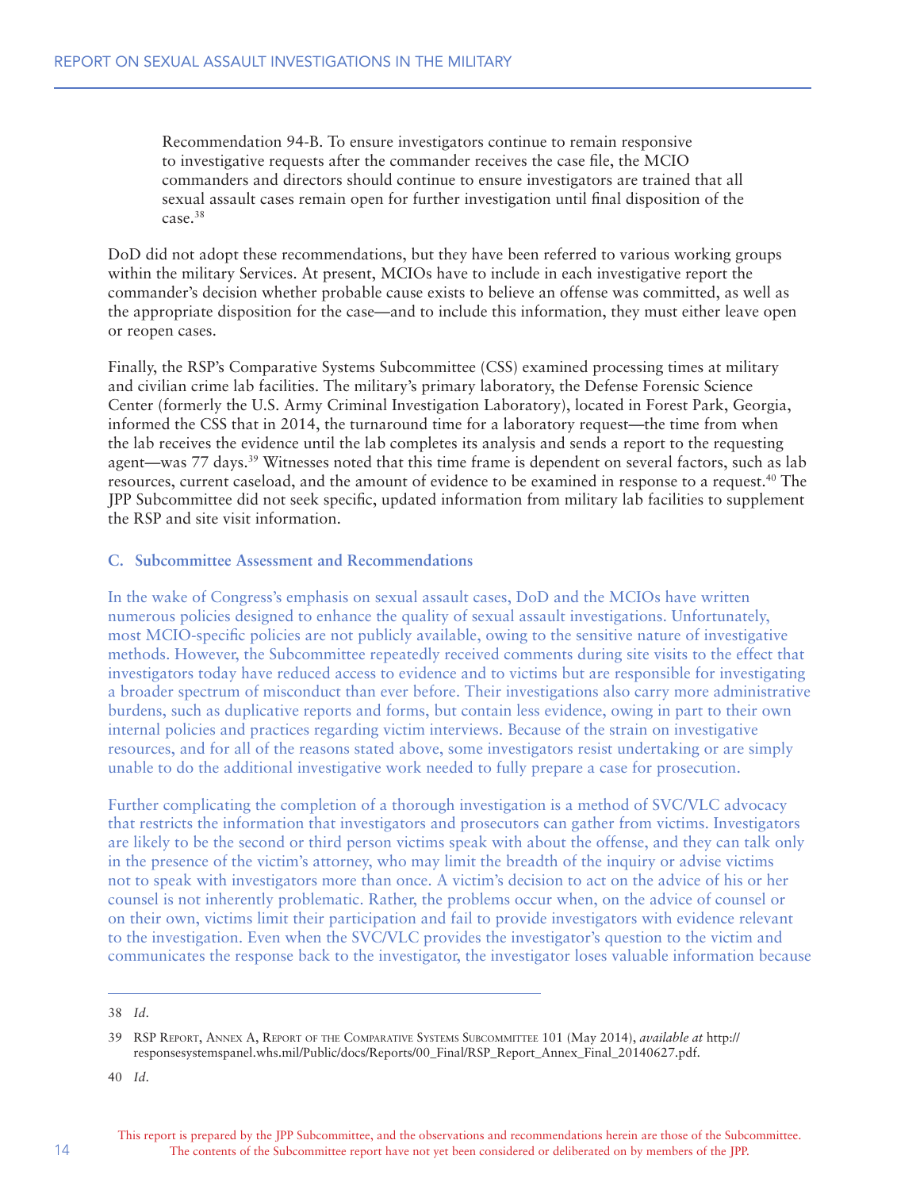> Recommendation 94-B. To ensure investigators continue to remain responsive to investigative requests after the commander receives the case file, the MCIO commanders and directors should continue to ensure investigators are trained that all sexual assault cases remain open for further investigation until final disposition of the case.[38]

DoD did not adopt these recommendations, but they have been referred to various working groups within the military Services. At present, MCIOs have to include in each investigative report the commander's decision whether probable cause exists to believe an offense was committed, as well as the appropriate disposition for the case—and to include this information, they must either leave open or reopen cases.

Finally, the RSP's Comparative Systems Subcommittee (CSS) examined processing times at military and civilian crime lab facilities. The military's primary laboratory, the Defense Forensic Science Center (formerly the U.S. Army Criminal Investigation Laboratory), located in Forest Park, Georgia, informed the CSS that in 2014, the turnaround time for a laboratory request—the time from when the lab receives the evidence until the lab completes its analysis and sends a report to the requesting agent—was 77 days.[39] Witnesses noted that this time frame is dependent on several factors, such as lab resources, current caseload, and the amount of evidence to be examined in response to a request.[40] The JPP Subcommittee did not seek specific, updated information from military lab facilities to supplement the RSP and site visit information.

### C. Subcommittee Assessment and Recommendations

In the wake of Congress's emphasis on sexual assault cases, DoD and the MCIOs have written numerous policies designed to enhance the quality of sexual assault investigations. Unfortunately, most MCIO-specific policies are not publicly available, owing to the sensitive nature of investigative methods. However, the Subcommittee repeatedly received comments during site visits to the effect that investigators today have reduced access to evidence and to victims but are responsible for investigating a broader spectrum of misconduct than ever before. Their investigations also carry more administrative burdens, such as duplicative reports and forms, but contain less evidence, owing in part to their own internal policies and practices regarding victim interviews. Because of the strain on investigative resources, and for all of the reasons stated above, some investigators resist undertaking or are simply unable to do the additional investigative work needed to fully prepare a case for prosecution.

Further complicating the completion of a thorough investigation is a method of SVC/VLC advocacy that restricts the information that investigators and prosecutors can gather from victims. Investigators are likely to be the second or third person victims speak with about the offense, and they can talk only in the presence of the victim's attorney, who may limit the breadth of the inquiry or advise victims not to speak with investigators more than once. A victim's decision to act on the advice of his or her counsel is not inherently problematic. Rather, the problems occur when, on the advice of counsel or on their own, victims limit their participation and fail to provide investigators with evidence relevant to the investigation. Even when the SVC/VLC provides the investigator's question to the victim and communicates the response back to the investigator, the investigator loses valuable information because

---

38 *Id*.

39 RSP Report, Annex A, Report of the Comparative Systems Subcommittee 101 (May 2014), *available at* http://responsesystemspanel.whs.mil/Public/docs/Reports/00_Final/RSP_Report_Annex_Final_20140627.pdf.

40 *Id*.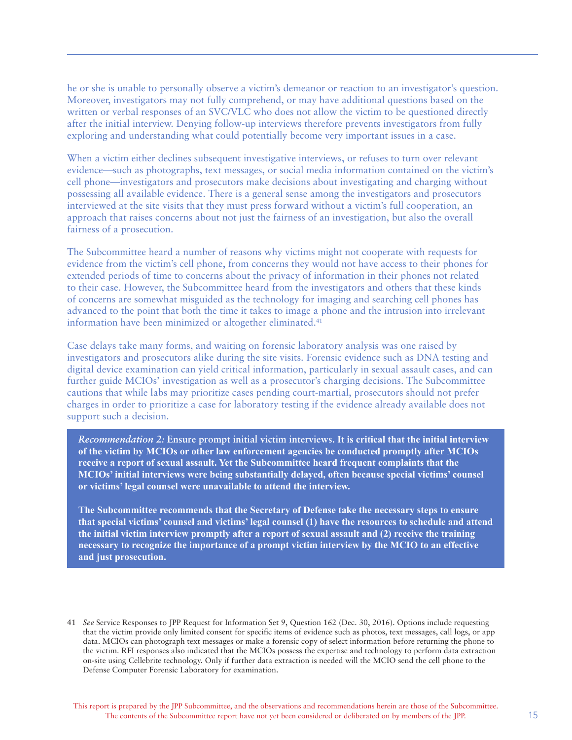he or she is unable to personally observe a victim's demeanor or reaction to an investigator's question. Moreover, investigators may not fully comprehend, or may have additional questions based on the written or verbal responses of an SVC/VLC who does not allow the victim to be questioned directly after the initial interview. Denying follow-up interviews therefore prevents investigators from fully exploring and understanding what could potentially become very important issues in a case.

When a victim either declines subsequent investigative interviews, or refuses to turn over relevant evidence—such as photographs, text messages, or social media information contained on the victim's cell phone—investigators and prosecutors make decisions about investigating and charging without possessing all available evidence. There is a general sense among the investigators and prosecutors interviewed at the site visits that they must press forward without a victim's full cooperation, an approach that raises concerns about not just the fairness of an investigation, but also the overall fairness of a prosecution.

The Subcommittee heard a number of reasons why victims might not cooperate with requests for evidence from the victim's cell phone, from concerns they would not have access to their phones for extended periods of time to concerns about the privacy of information in their phones not related to their case. However, the Subcommittee heard from the investigators and others that these kinds of concerns are somewhat misguided as the technology for imaging and searching cell phones has advanced to the point that both the time it takes to image a phone and the intrusion into irrelevant information have been minimized or altogether eliminated.[41]

Case delays take many forms, and waiting on forensic laboratory analysis was one raised by investigators and prosecutors alike during the site visits. Forensic evidence such as DNA testing and digital device examination can yield critical information, particularly in sexual assault cases, and can further guide MCIOs' investigation as well as a prosecutor's charging decisions. The Subcommittee cautions that while labs may prioritize cases pending court-martial, prosecutors should not prefer charges in order to prioritize a case for laboratory testing if the evidence already available does not support such a decision.

> *Recommendation 2:* **Ensure prompt initial victim interviews. It is critical that the initial interview of the victim by MCIOs or other law enforcement agencies be conducted promptly after MCIOs receive a report of sexual assault. Yet the Subcommittee heard frequent complaints that the MCIOs' initial interviews were being substantially delayed, often because special victims' counsel or victims' legal counsel were unavailable to attend the interview.**
>
> **The Subcommittee recommends that the Secretary of Defense take the necessary steps to ensure that special victims' counsel and victims' legal counsel (1) have the resources to schedule and attend the initial victim interview promptly after a report of sexual assault and (2) receive the training necessary to recognize the importance of a prompt victim interview by the MCIO to an effective and just prosecution.**

---

41 *See* Service Responses to JPP Request for Information Set 9, Question 162 (Dec. 30, 2016). Options include requesting that the victim provide only limited consent for specific items of evidence such as photos, text messages, call logs, or app data. MCIOs can photograph text messages or make a forensic copy of select information before returning the phone to the victim. RFI responses also indicated that the MCIOs possess the expertise and technology to perform data extraction on-site using Cellebrite technology. Only if further data extraction is needed will the MCIO send the cell phone to the Defense Computer Forensic Laboratory for examination.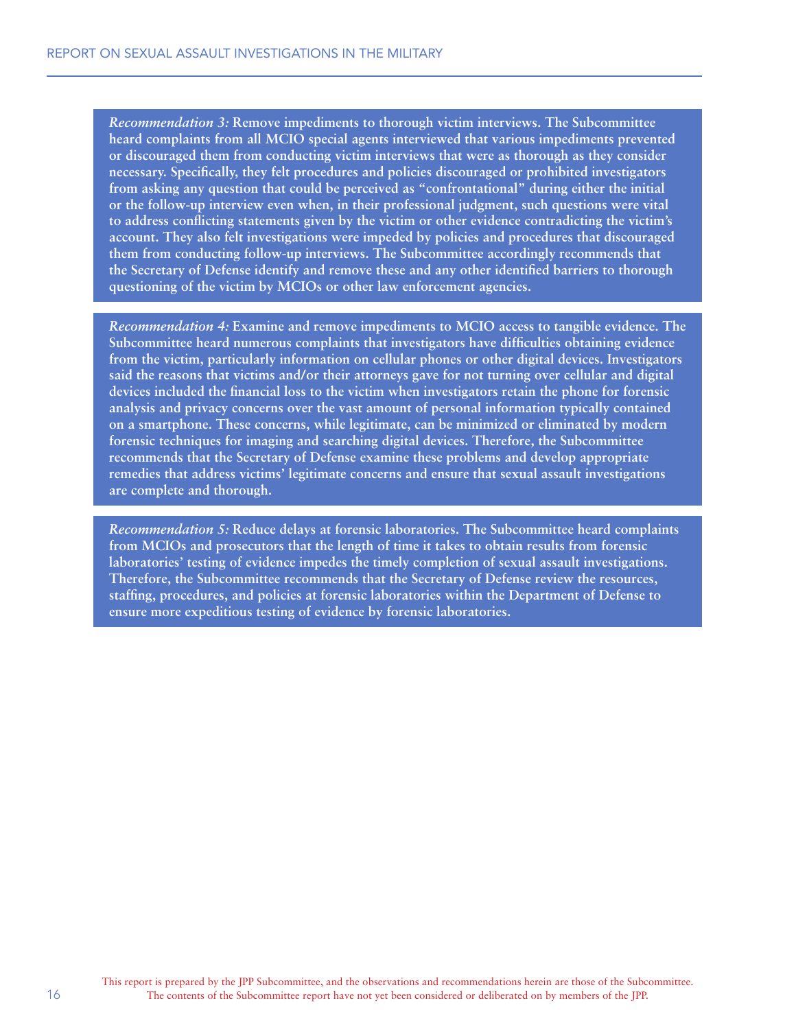*Recommendation 3:* **Remove impediments to thorough victim interviews. The Subcommittee heard complaints from all MCIO special agents interviewed that various impediments prevented or discouraged them from conducting victim interviews that were as thorough as they consider necessary. Specifically, they felt procedures and policies discouraged or prohibited investigators from asking any question that could be perceived as "confrontational" during either the initial or the follow-up interview even when, in their professional judgment, such questions were vital to address conflicting statements given by the victim or other evidence contradicting the victim's account. They also felt investigations were impeded by policies and procedures that discouraged them from conducting follow-up interviews. The Subcommittee accordingly recommends that the Secretary of Defense identify and remove these and any other identified barriers to thorough questioning of the victim by MCIOs or other law enforcement agencies.**

*Recommendation 4:* **Examine and remove impediments to MCIO access to tangible evidence. The Subcommittee heard numerous complaints that investigators have difficulties obtaining evidence from the victim, particularly information on cellular phones or other digital devices. Investigators said the reasons that victims and/or their attorneys gave for not turning over cellular and digital devices included the financial loss to the victim when investigators retain the phone for forensic analysis and privacy concerns over the vast amount of personal information typically contained on a smartphone. These concerns, while legitimate, can be minimized or eliminated by modern forensic techniques for imaging and searching digital devices. Therefore, the Subcommittee recommends that the Secretary of Defense examine these problems and develop appropriate remedies that address victims' legitimate concerns and ensure that sexual assault investigations are complete and thorough.**

*Recommendation 5:* **Reduce delays at forensic laboratories. The Subcommittee heard complaints from MCIOs and prosecutors that the length of time it takes to obtain results from forensic laboratories' testing of evidence impedes the timely completion of sexual assault investigations. Therefore, the Subcommittee recommends that the Secretary of Defense review the resources, staffing, procedures, and policies at forensic laboratories within the Department of Defense to ensure more expeditious testing of evidence by forensic laboratories.**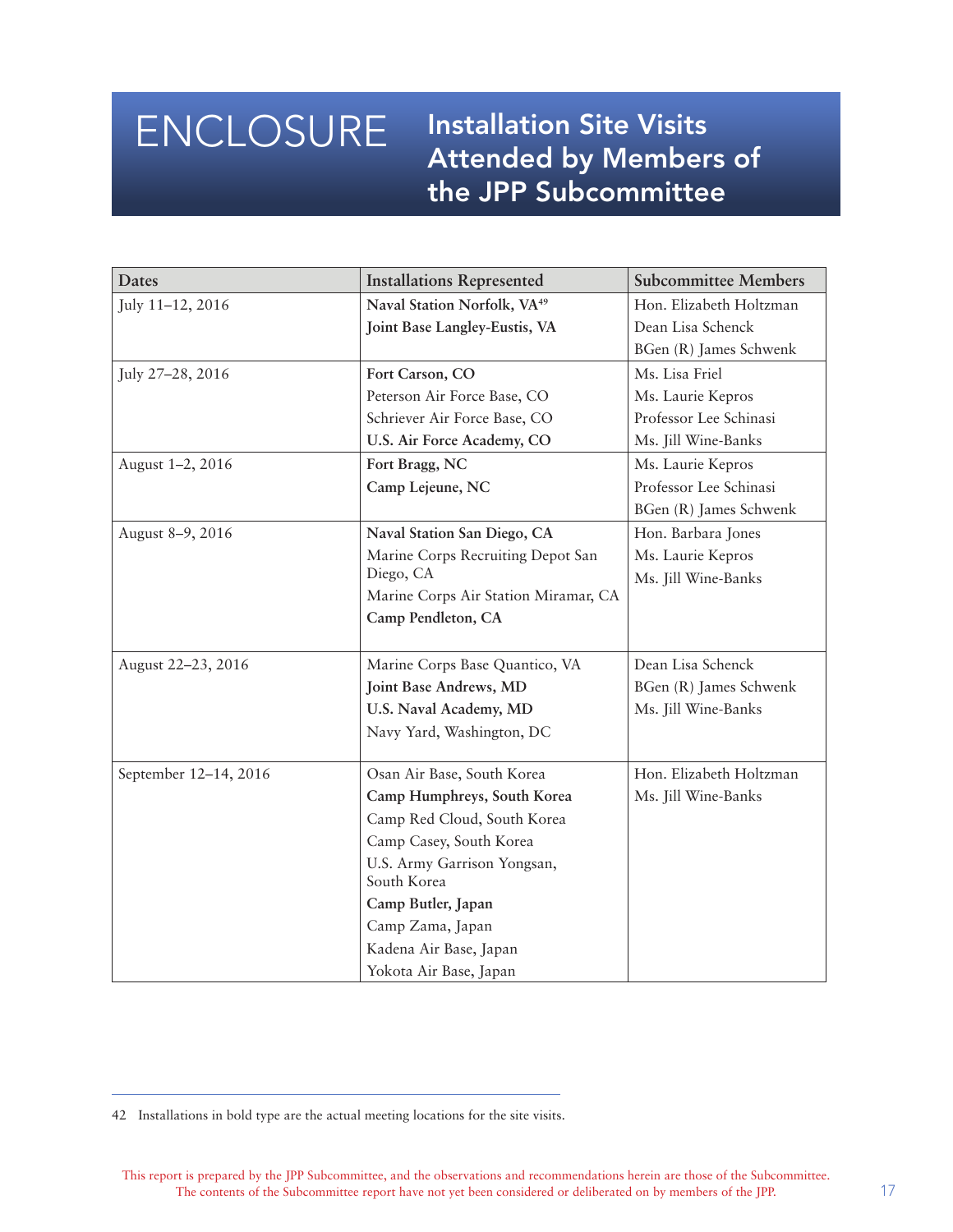# ENCLOSURE Installation Site Visits Attended by Members of the JPP Subcommittee

| Dates | Installations Represented | Subcommittee Members |
| --- | --- | --- |
| July 11–12, 2016 | **Naval Station Norfolk, VA**[49]<br>**Joint Base Langley-Eustis, VA** | Hon. Elizabeth Holtzman<br>Dean Lisa Schenck<br>BGen (R) James Schwenk |
| July 27–28, 2016 | **Fort Carson, CO**<br>Peterson Air Force Base, CO<br>Schriever Air Force Base, CO<br>**U.S. Air Force Academy, CO** | Ms. Lisa Friel<br>Ms. Laurie Kepros<br>Professor Lee Schinasi<br>Ms. Jill Wine-Banks |
| August 1–2, 2016 | **Fort Bragg, NC**<br>**Camp Lejeune, NC** | Ms. Laurie Kepros<br>Professor Lee Schinasi<br>BGen (R) James Schwenk |
| August 8–9, 2016 | **Naval Station San Diego, CA**<br>Marine Corps Recruiting Depot San Diego, CA<br>Marine Corps Air Station Miramar, CA<br>**Camp Pendleton, CA** | Hon. Barbara Jones<br>Ms. Laurie Kepros<br>Ms. Jill Wine-Banks |
| August 22–23, 2016 | Marine Corps Base Quantico, VA<br>**Joint Base Andrews, MD**<br>**U.S. Naval Academy, MD**<br>Navy Yard, Washington, DC | Dean Lisa Schenck<br>BGen (R) James Schwenk<br>Ms. Jill Wine-Banks |
| September 12–14, 2016 | Osan Air Base, South Korea<br>**Camp Humphreys, South Korea**<br>Camp Red Cloud, South Korea<br>Camp Casey, South Korea<br>U.S. Army Garrison Yongsan, South Korea<br>**Camp Butler, Japan**<br>Camp Zama, Japan<br>Kadena Air Base, Japan<br>Yokota Air Base, Japan | Hon. Elizabeth Holtzman<br>Ms. Jill Wine-Banks |

42 Installations in bold type are the actual meeting locations for the site visits.

This report is prepared by the JPP Subcommittee, and the observations and recommendations herein are those of the Subcommittee. The contents of the Subcommittee report have not yet been considered or deliberated on by members of the JPP.